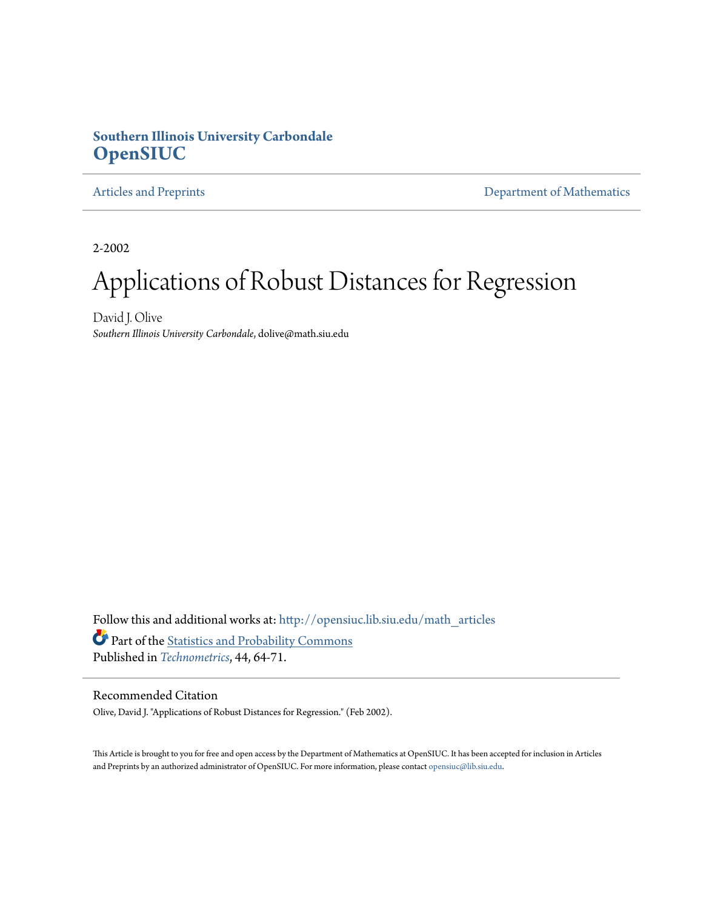**Southern Illinois University Carbondale**
**OpenSIUC**

Articles and Preprints | Department of Mathematics

2-2002

# Applications of Robust Distances for Regression

David J. Olive
*Southern Illinois University Carbondale*, dolive@math.siu.edu

Follow this and additional works at: http://opensiuc.lib.siu.edu/math_articles

Part of the Statistics and Probability Commons
Published in *Technometrics*, 44, 64-71.

## Recommended Citation

Olive, David J. "Applications of Robust Distances for Regression." (Feb 2002).

This Article is brought to you for free and open access by the Department of Mathematics at OpenSIUC. It has been accepted for inclusion in Articles and Preprints by an authorized administrator of OpenSIUC. For more information, please contact opensiuc@lib.siu.edu.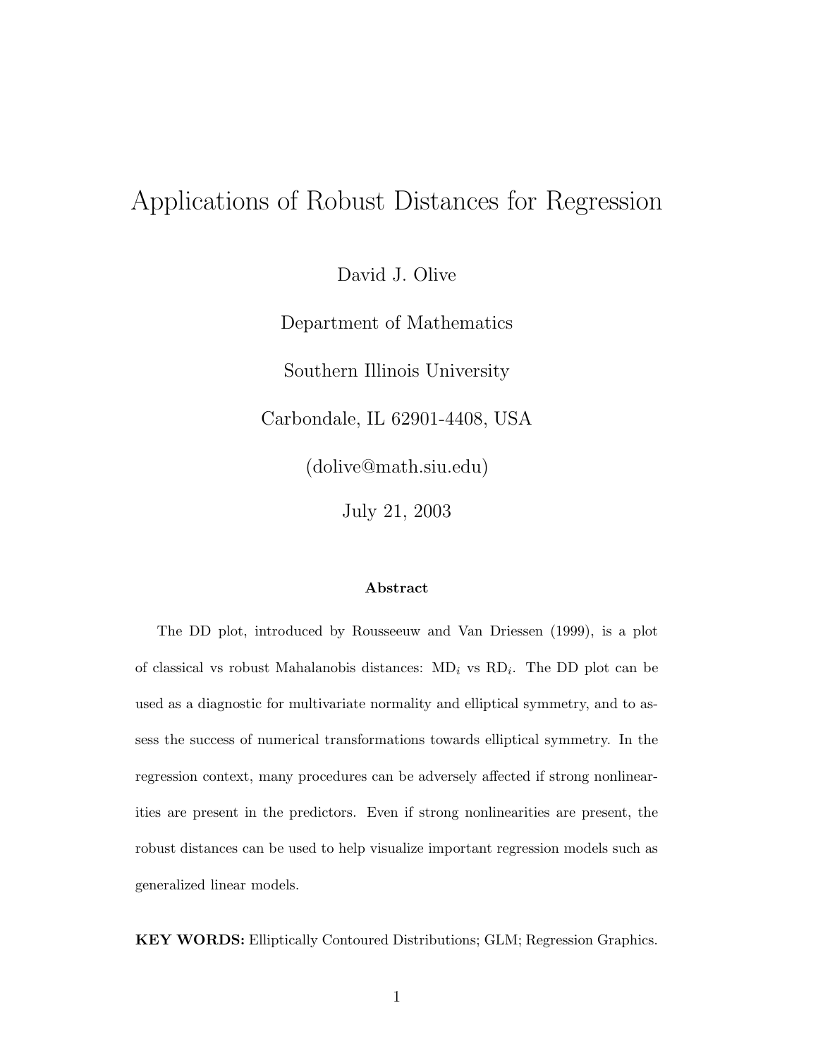# Applications of Robust Distances for Regression

David J. Olive

Department of Mathematics

Southern Illinois University

Carbondale, IL 62901-4408, USA

(dolive@math.siu.edu)

July 21, 2003

### Abstract

The DD plot, introduced by Rousseeuw and Van Driessen (1999), is a plot of classical vs robust Mahalanobis distances: $\text{MD}_i$ vs $\text{RD}_i$. The DD plot can be used as a diagnostic for multivariate normality and elliptical symmetry, and to assess the success of numerical transformations towards elliptical symmetry. In the regression context, many procedures can be adversely affected if strong nonlinearities are present in the predictors. Even if strong nonlinearities are present, the robust distances can be used to help visualize important regression models such as generalized linear models.

**KEY WORDS:** Elliptically Contoured Distributions; GLM; Regression Graphics.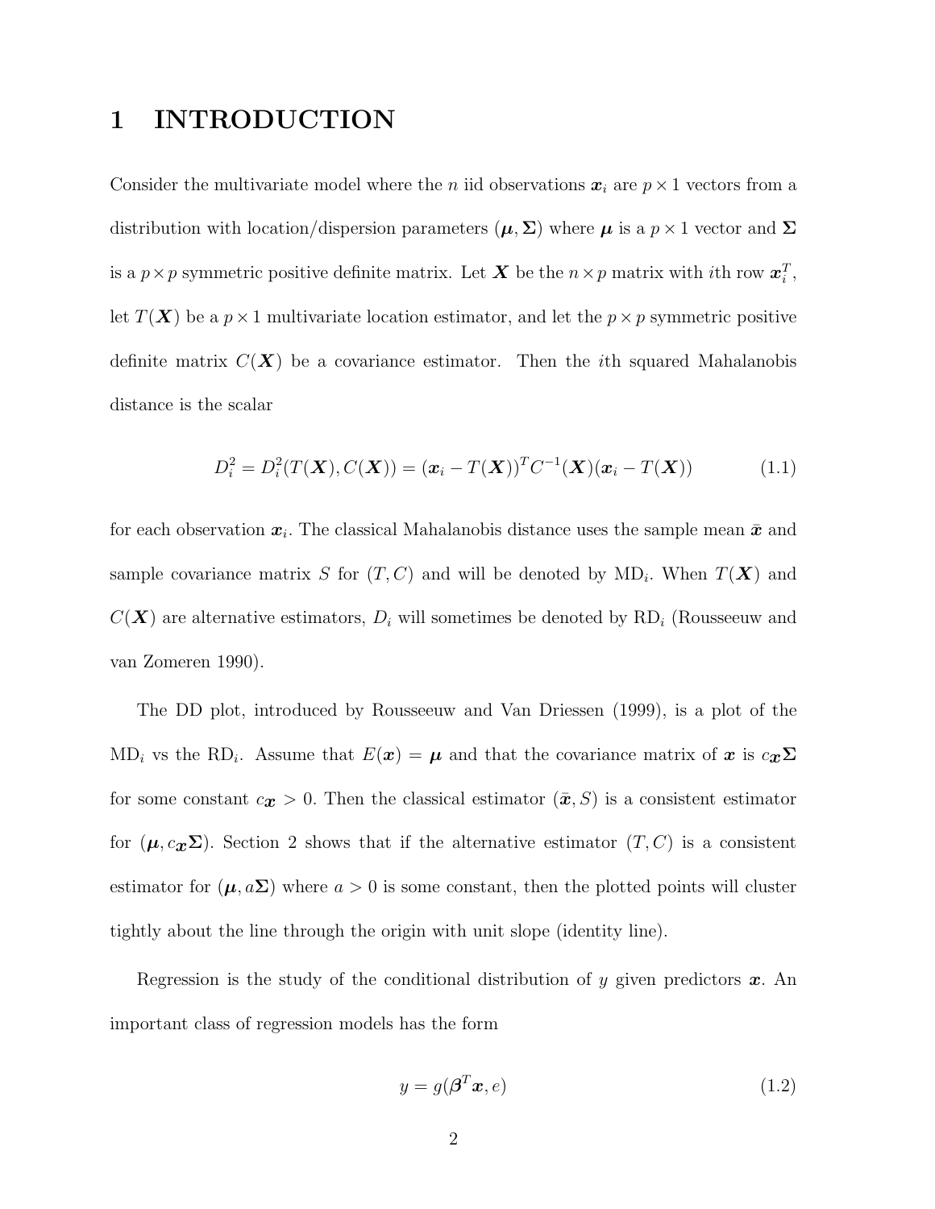# 1 INTRODUCTION

Consider the multivariate model where the $n$ iid observations $\boldsymbol{x}_i$ are $p \times 1$ vectors from a distribution with location/dispersion parameters $(\boldsymbol{\mu}, \boldsymbol{\Sigma})$ where $\boldsymbol{\mu}$ is a $p \times 1$ vector and $\boldsymbol{\Sigma}$ is a $p \times p$ symmetric positive definite matrix. Let $\boldsymbol{X}$ be the $n \times p$ matrix with $i$th row $\boldsymbol{x}_i^T$, let $T(\boldsymbol{X})$ be a $p \times 1$ multivariate location estimator, and let the $p \times p$ symmetric positive definite matrix $C(\boldsymbol{X})$ be a covariance estimator. Then the $i$th squared Mahalanobis distance is the scalar

$$D_i^2 = D_i^2(T(\boldsymbol{X}), C(\boldsymbol{X})) = (\boldsymbol{x}_i - T(\boldsymbol{X}))^T C^{-1}(\boldsymbol{X})(\boldsymbol{x}_i - T(\boldsymbol{X})) \tag{1.1}$$

for each observation $\boldsymbol{x}_i$. The classical Mahalanobis distance uses the sample mean $\bar{\boldsymbol{x}}$ and sample covariance matrix $S$ for $(T, C)$ and will be denoted by $\text{MD}_i$. When $T(\boldsymbol{X})$ and $C(\boldsymbol{X})$ are alternative estimators, $D_i$ will sometimes be denoted by $\text{RD}_i$ (Rousseeuw and van Zomeren 1990).

The DD plot, introduced by Rousseeuw and Van Driessen (1999), is a plot of the $\text{MD}_i$ vs the $\text{RD}_i$. Assume that $E(\boldsymbol{x}) = \boldsymbol{\mu}$ and that the covariance matrix of $\boldsymbol{x}$ is $c_{\boldsymbol{x}}\boldsymbol{\Sigma}$ for some constant $c_{\boldsymbol{x}} > 0$. Then the classical estimator $(\bar{\boldsymbol{x}}, S)$ is a consistent estimator for $(\boldsymbol{\mu}, c_{\boldsymbol{x}}\boldsymbol{\Sigma})$. Section 2 shows that if the alternative estimator $(T, C)$ is a consistent estimator for $(\boldsymbol{\mu}, a\boldsymbol{\Sigma})$ where $a > 0$ is some constant, then the plotted points will cluster tightly about the line through the origin with unit slope (identity line).

Regression is the study of the conditional distribution of $y$ given predictors $\boldsymbol{x}$. An important class of regression models has the form

$$y = g(\boldsymbol{\beta}^T \boldsymbol{x}, e) \tag{1.2}$$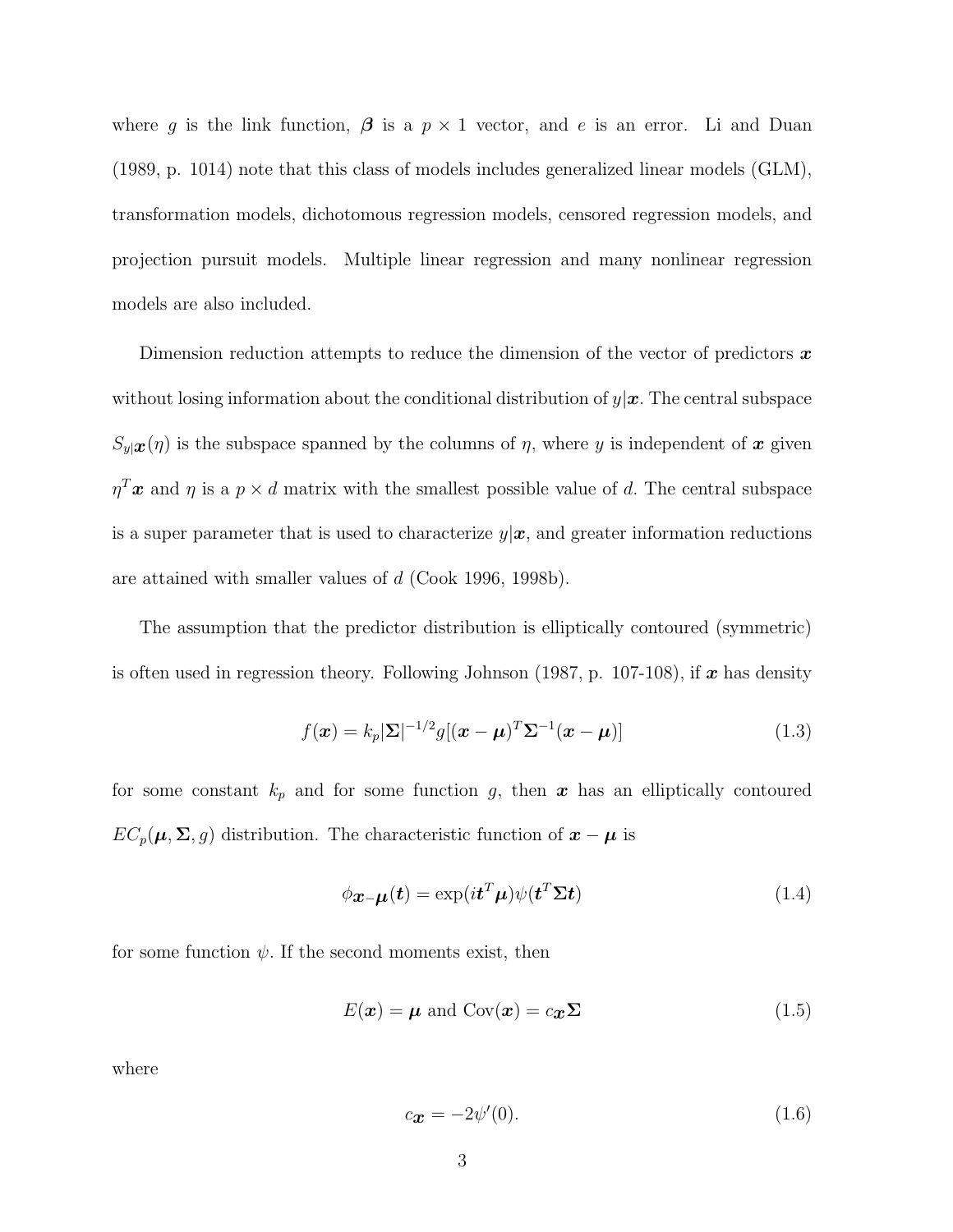where $g$ is the link function, $\boldsymbol{\beta}$ is a $p \times 1$ vector, and $e$ is an error. Li and Duan (1989, p. 1014) note that this class of models includes generalized linear models (GLM), transformation models, dichotomous regression models, censored regression models, and projection pursuit models. Multiple linear regression and many nonlinear regression models are also included.

Dimension reduction attempts to reduce the dimension of the vector of predictors $\boldsymbol{x}$ without losing information about the conditional distribution of $y|\boldsymbol{x}$. The central subspace $S_{y|\boldsymbol{x}}(\eta)$ is the subspace spanned by the columns of $\eta$, where $y$ is independent of $\boldsymbol{x}$ given $\eta^T \boldsymbol{x}$ and $\eta$ is a $p \times d$ matrix with the smallest possible value of $d$. The central subspace is a super parameter that is used to characterize $y|\boldsymbol{x}$, and greater information reductions are attained with smaller values of $d$ (Cook 1996, 1998b).

The assumption that the predictor distribution is elliptically contoured (symmetric) is often used in regression theory. Following Johnson (1987, p. 107-108), if $\boldsymbol{x}$ has density

$$f(\boldsymbol{x}) = k_p |\boldsymbol{\Sigma}|^{-1/2} g[(\boldsymbol{x} - \boldsymbol{\mu})^T \boldsymbol{\Sigma}^{-1} (\boldsymbol{x} - \boldsymbol{\mu})] \tag{1.3}$$

for some constant $k_p$ and for some function $g$, then $\boldsymbol{x}$ has an elliptically contoured $EC_p(\boldsymbol{\mu}, \boldsymbol{\Sigma}, g)$ distribution. The characteristic function of $\boldsymbol{x} - \boldsymbol{\mu}$ is

$$\phi_{\boldsymbol{x}-\boldsymbol{\mu}}(\boldsymbol{t}) = \exp(i\boldsymbol{t}^T \boldsymbol{\mu}) \psi(\boldsymbol{t}^T \boldsymbol{\Sigma} \boldsymbol{t}) \tag{1.4}$$

for some function $\psi$. If the second moments exist, then

$$E(\boldsymbol{x}) = \boldsymbol{\mu} \text{ and } \text{Cov}(\boldsymbol{x}) = c_{\boldsymbol{x}} \boldsymbol{\Sigma} \tag{1.5}$$

where

$$c_{\boldsymbol{x}} = -2\psi'(0). \tag{1.6}$$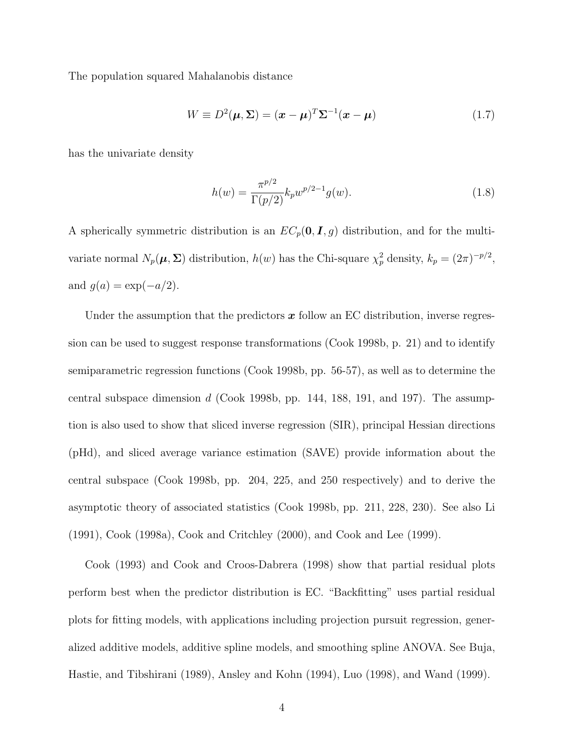The population squared Mahalanobis distance

$$W \equiv D^2(\boldsymbol{\mu}, \boldsymbol{\Sigma}) = (\boldsymbol{x} - \boldsymbol{\mu})^T \boldsymbol{\Sigma}^{-1} (\boldsymbol{x} - \boldsymbol{\mu}) \tag{1.7}$$

has the univariate density

$$h(w) = \frac{\pi^{p/2}}{\Gamma(p/2)} k_p w^{p/2-1} g(w). \tag{1.8}$$

A spherically symmetric distribution is an $EC_p(\boldsymbol{0}, \boldsymbol{I}, g)$ distribution, and for the multivariate normal $N_p(\boldsymbol{\mu}, \boldsymbol{\Sigma})$ distribution, $h(w)$ has the Chi-square $\chi^2_p$ density, $k_p = (2\pi)^{-p/2}$, and $g(a) = \exp(-a/2)$.

Under the assumption that the predictors $\boldsymbol{x}$ follow an EC distribution, inverse regression can be used to suggest response transformations (Cook 1998b, p. 21) and to identify semiparametric regression functions (Cook 1998b, pp. 56-57), as well as to determine the central subspace dimension $d$ (Cook 1998b, pp. 144, 188, 191, and 197). The assumption is also used to show that sliced inverse regression (SIR), principal Hessian directions (pHd), and sliced average variance estimation (SAVE) provide information about the central subspace (Cook 1998b, pp. 204, 225, and 250 respectively) and to derive the asymptotic theory of associated statistics (Cook 1998b, pp. 211, 228, 230). See also Li (1991), Cook (1998a), Cook and Critchley (2000), and Cook and Lee (1999).

Cook (1993) and Cook and Croos-Dabrera (1998) show that partial residual plots perform best when the predictor distribution is EC. "Backfitting" uses partial residual plots for fitting models, with applications including projection pursuit regression, generalized additive models, additive spline models, and smoothing spline ANOVA. See Buja, Hastie, and Tibshirani (1989), Ansley and Kohn (1994), Luo (1998), and Wand (1999).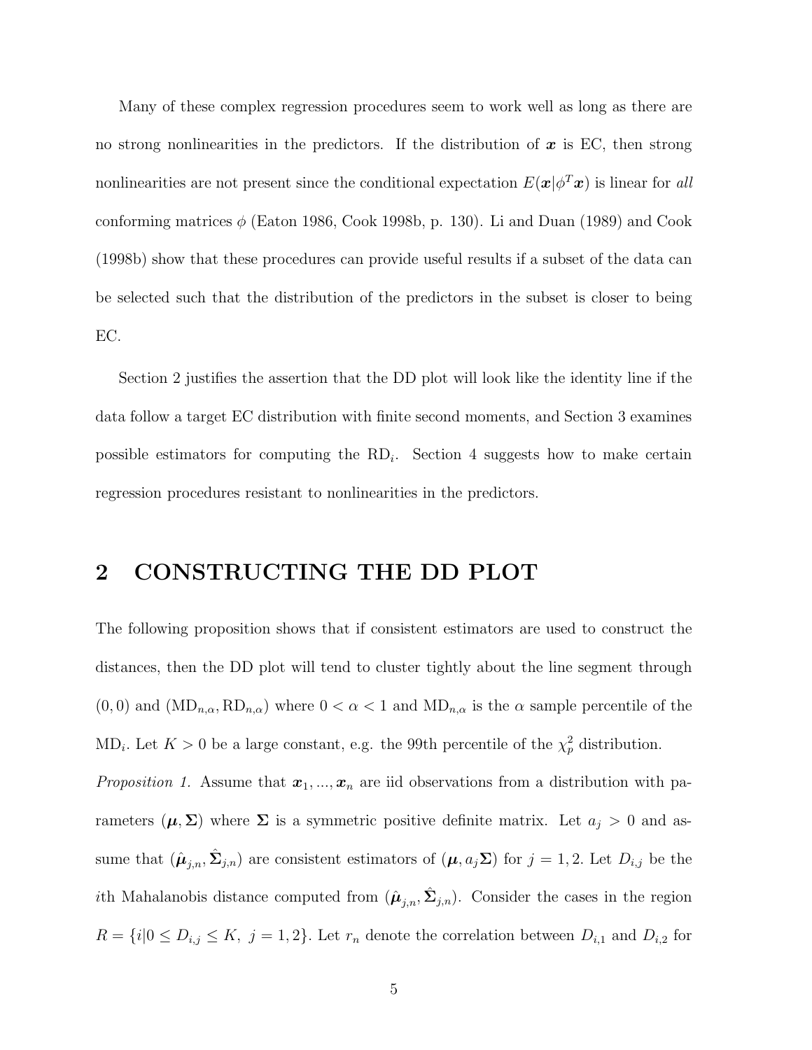Many of these complex regression procedures seem to work well as long as there are no strong nonlinearities in the predictors. If the distribution of $\boldsymbol{x}$ is EC, then strong nonlinearities are not present since the conditional expectation $E(\boldsymbol{x}|\phi^T\boldsymbol{x})$ is linear for *all* conforming matrices $\phi$ (Eaton 1986, Cook 1998b, p. 130). Li and Duan (1989) and Cook (1998b) show that these procedures can provide useful results if a subset of the data can be selected such that the distribution of the predictors in the subset is closer to being EC.

Section 2 justifies the assertion that the DD plot will look like the identity line if the data follow a target EC distribution with finite second moments, and Section 3 examines possible estimators for computing the $\text{RD}_i$. Section 4 suggests how to make certain regression procedures resistant to nonlinearities in the predictors.

## 2 CONSTRUCTING THE DD PLOT

The following proposition shows that if consistent estimators are used to construct the distances, then the DD plot will tend to cluster tightly about the line segment through $(0,0)$ and $(\text{MD}_{n,\alpha}, \text{RD}_{n,\alpha})$ where $0 < \alpha < 1$ and $\text{MD}_{n,\alpha}$ is the $\alpha$ sample percentile of the $\text{MD}_i$. Let $K > 0$ be a large constant, e.g. the 99th percentile of the $\chi^2_p$ distribution.

*Proposition 1.* Assume that $\boldsymbol{x}_1, ..., \boldsymbol{x}_n$ are iid observations from a distribution with parameters $(\boldsymbol{\mu}, \boldsymbol{\Sigma})$ where $\boldsymbol{\Sigma}$ is a symmetric positive definite matrix. Let $a_j > 0$ and assume that $(\hat{\boldsymbol{\mu}}_{j,n}, \hat{\boldsymbol{\Sigma}}_{j,n})$ are consistent estimators of $(\boldsymbol{\mu}, a_j\boldsymbol{\Sigma})$ for $j = 1, 2$. Let $D_{i,j}$ be the $i$th Mahalanobis distance computed from $(\hat{\boldsymbol{\mu}}_{j,n}, \hat{\boldsymbol{\Sigma}}_{j,n})$. Consider the cases in the region $R = \{i | 0 \leq D_{i,j} \leq K, \ j = 1, 2\}$. Let $r_n$ denote the correlation between $D_{i,1}$ and $D_{i,2}$ for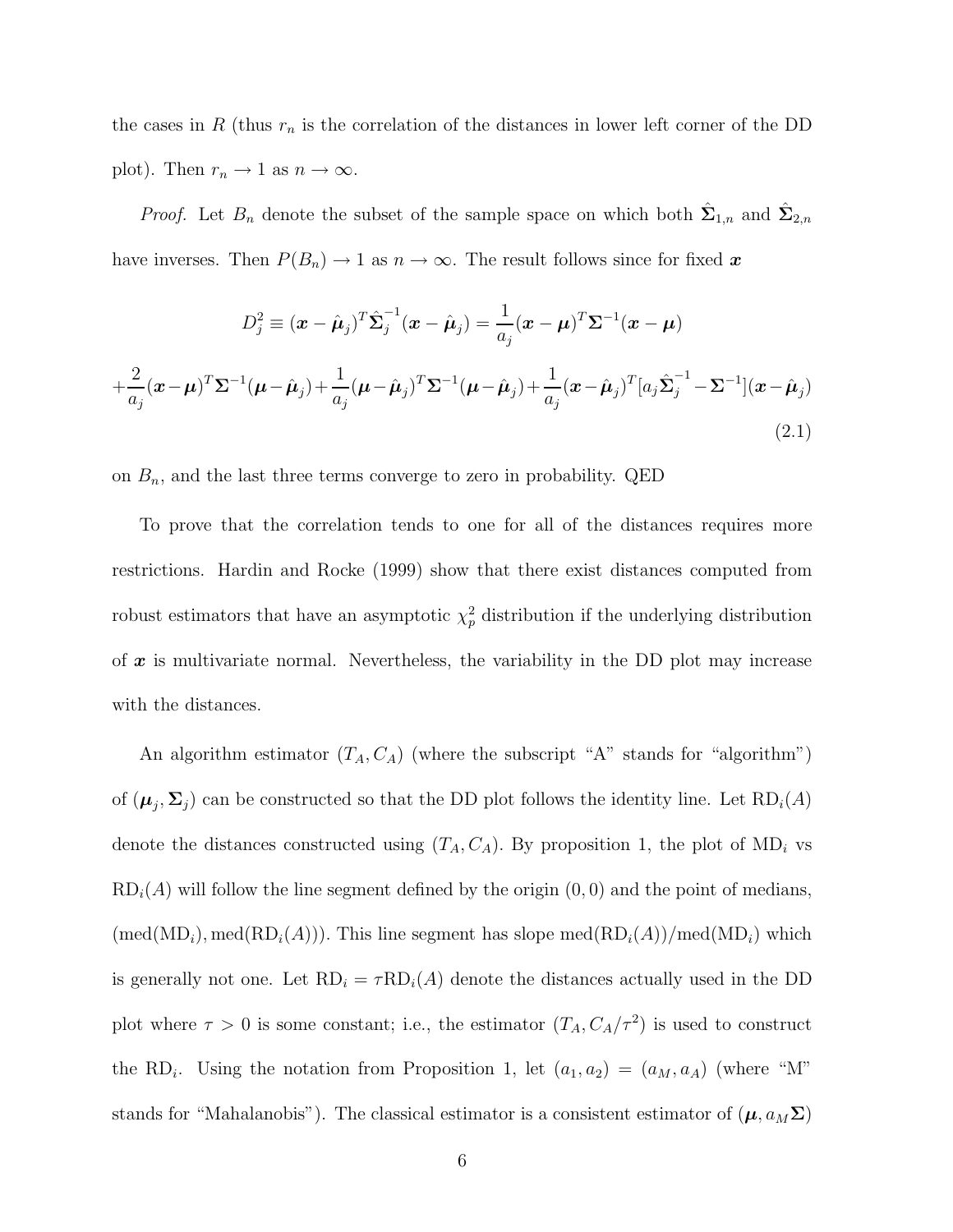the cases in $R$ (thus $r_n$ is the correlation of the distances in lower left corner of the DD plot). Then $r_n \to 1$ as $n \to \infty$.

*Proof.* Let $B_n$ denote the subset of the sample space on which both $\hat{\boldsymbol{\Sigma}}_{1,n}$ and $\hat{\boldsymbol{\Sigma}}_{2,n}$ have inverses. Then $P(B_n) \to 1$ as $n \to \infty$. The result follows since for fixed $\boldsymbol{x}$

$$D_j^2 \equiv (\boldsymbol{x} - \hat{\boldsymbol{\mu}}_j)^T \hat{\boldsymbol{\Sigma}}_j^{-1} (\boldsymbol{x} - \hat{\boldsymbol{\mu}}_j) = \frac{1}{a_j} (\boldsymbol{x} - \boldsymbol{\mu})^T \boldsymbol{\Sigma}^{-1} (\boldsymbol{x} - \boldsymbol{\mu})$$

$$+ \frac{2}{a_j} (\boldsymbol{x} - \boldsymbol{\mu})^T \boldsymbol{\Sigma}^{-1} (\boldsymbol{\mu} - \hat{\boldsymbol{\mu}}_j) + \frac{1}{a_j} (\boldsymbol{\mu} - \hat{\boldsymbol{\mu}}_j)^T \boldsymbol{\Sigma}^{-1} (\boldsymbol{\mu} - \hat{\boldsymbol{\mu}}_j) + \frac{1}{a_j} (\boldsymbol{x} - \hat{\boldsymbol{\mu}}_j)^T [a_j \hat{\boldsymbol{\Sigma}}_j^{-1} - \boldsymbol{\Sigma}^{-1}] (\boldsymbol{x} - \hat{\boldsymbol{\mu}}_j) \tag{2.1}$$

on $B_n$, and the last three terms converge to zero in probability. QED

To prove that the correlation tends to one for all of the distances requires more restrictions. Hardin and Rocke (1999) show that there exist distances computed from robust estimators that have an asymptotic $\chi^2_p$ distribution if the underlying distribution of $\boldsymbol{x}$ is multivariate normal. Nevertheless, the variability in the DD plot may increase with the distances.

An algorithm estimator $(T_A, C_A)$ (where the subscript "A" stands for "algorithm") of $(\boldsymbol{\mu}_j, \boldsymbol{\Sigma}_j)$ can be constructed so that the DD plot follows the identity line. Let $\text{RD}_i(A)$ denote the distances constructed using $(T_A, C_A)$. By proposition 1, the plot of $\text{MD}_i$ vs $\text{RD}_i(A)$ will follow the line segment defined by the origin $(0, 0)$ and the point of medians, $(\text{med}(\text{MD}_i), \text{med}(\text{RD}_i(A)))$. This line segment has slope $\text{med}(\text{RD}_i(A))/\text{med}(\text{MD}_i)$ which is generally not one. Let $\text{RD}_i = \tau \text{RD}_i(A)$ denote the distances actually used in the DD plot where $\tau > 0$ is some constant; i.e., the estimator $(T_A, C_A/\tau^2)$ is used to construct the $\text{RD}_i$. Using the notation from Proposition 1, let $(a_1, a_2) = (a_M, a_A)$ (where "M" stands for "Mahalanobis"). The classical estimator is a consistent estimator of $(\boldsymbol{\mu}, a_M \boldsymbol{\Sigma})$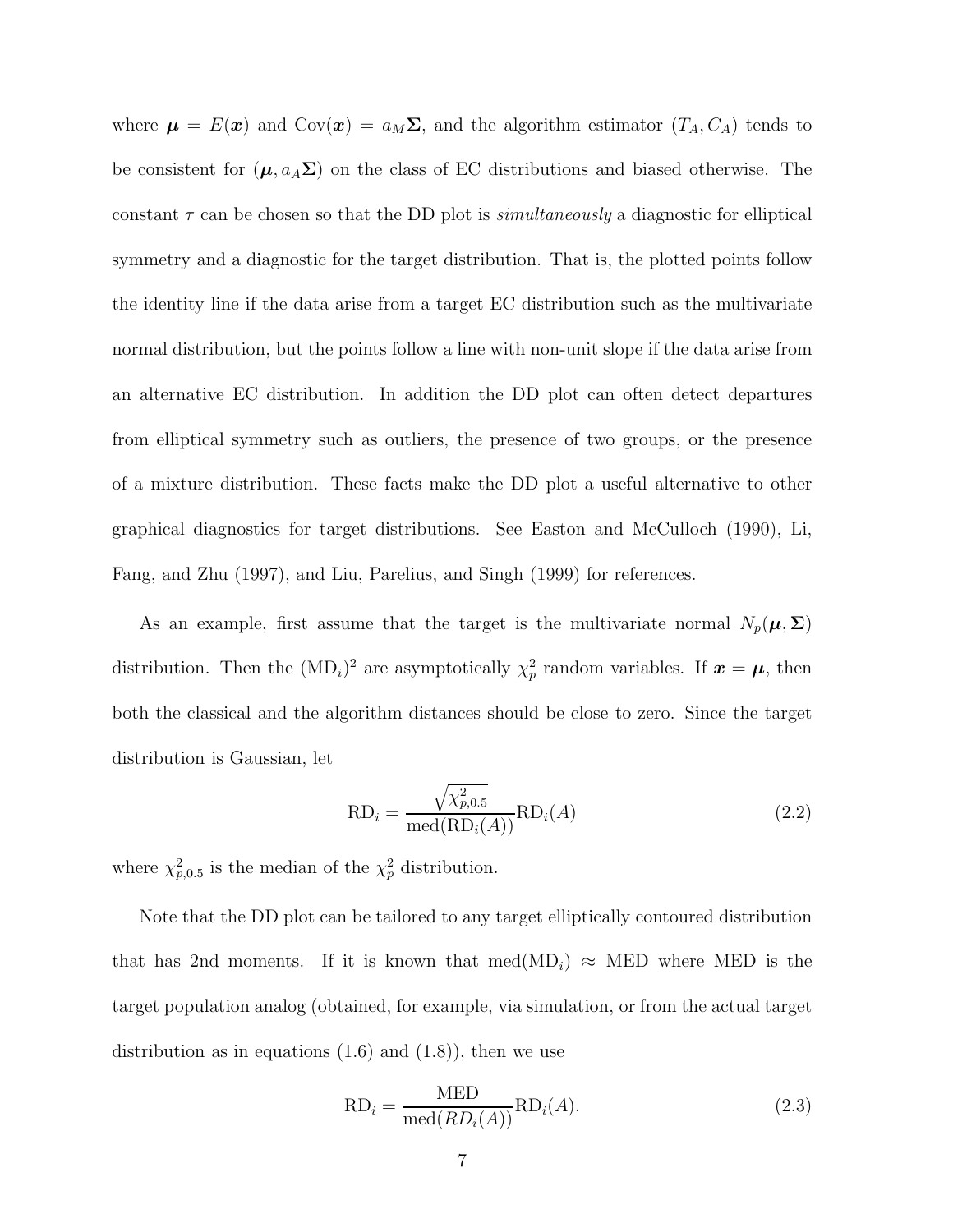where $\boldsymbol{\mu} = E(\boldsymbol{x})$ and $\text{Cov}(\boldsymbol{x}) = a_M \boldsymbol{\Sigma}$, and the algorithm estimator $(T_A, C_A)$ tends to be consistent for $(\boldsymbol{\mu}, a_A \boldsymbol{\Sigma})$ on the class of EC distributions and biased otherwise. The constant $\tau$ can be chosen so that the DD plot is *simultaneously* a diagnostic for elliptical symmetry and a diagnostic for the target distribution. That is, the plotted points follow the identity line if the data arise from a target EC distribution such as the multivariate normal distribution, but the points follow a line with non-unit slope if the data arise from an alternative EC distribution. In addition the DD plot can often detect departures from elliptical symmetry such as outliers, the presence of two groups, or the presence of a mixture distribution. These facts make the DD plot a useful alternative to other graphical diagnostics for target distributions. See Easton and McCulloch (1990), Li, Fang, and Zhu (1997), and Liu, Parelius, and Singh (1999) for references.

As an example, first assume that the target is the multivariate normal $N_p(\boldsymbol{\mu}, \boldsymbol{\Sigma})$ distribution. Then the $(\text{MD}_i)^2$ are asymptotically $\chi^2_p$ random variables. If $\boldsymbol{x} = \boldsymbol{\mu}$, then both the classical and the algorithm distances should be close to zero. Since the target distribution is Gaussian, let

$$\text{RD}_i = \frac{\sqrt{\chi^2_{p,0.5}}}{\text{med}(\text{RD}_i(A))} \text{RD}_i(A) \tag{2.2}$$

where $\chi^2_{p,0.5}$ is the median of the $\chi^2_p$ distribution.

Note that the DD plot can be tailored to any target elliptically contoured distribution that has 2nd moments. If it is known that $\text{med}(\text{MD}_i) \approx \text{MED}$ where MED is the target population analog (obtained, for example, via simulation, or from the actual target distribution as in equations (1.6) and (1.8)), then we use

$$\text{RD}_i = \frac{\text{MED}}{\text{med}(RD_i(A))} \text{RD}_i(A). \tag{2.3}$$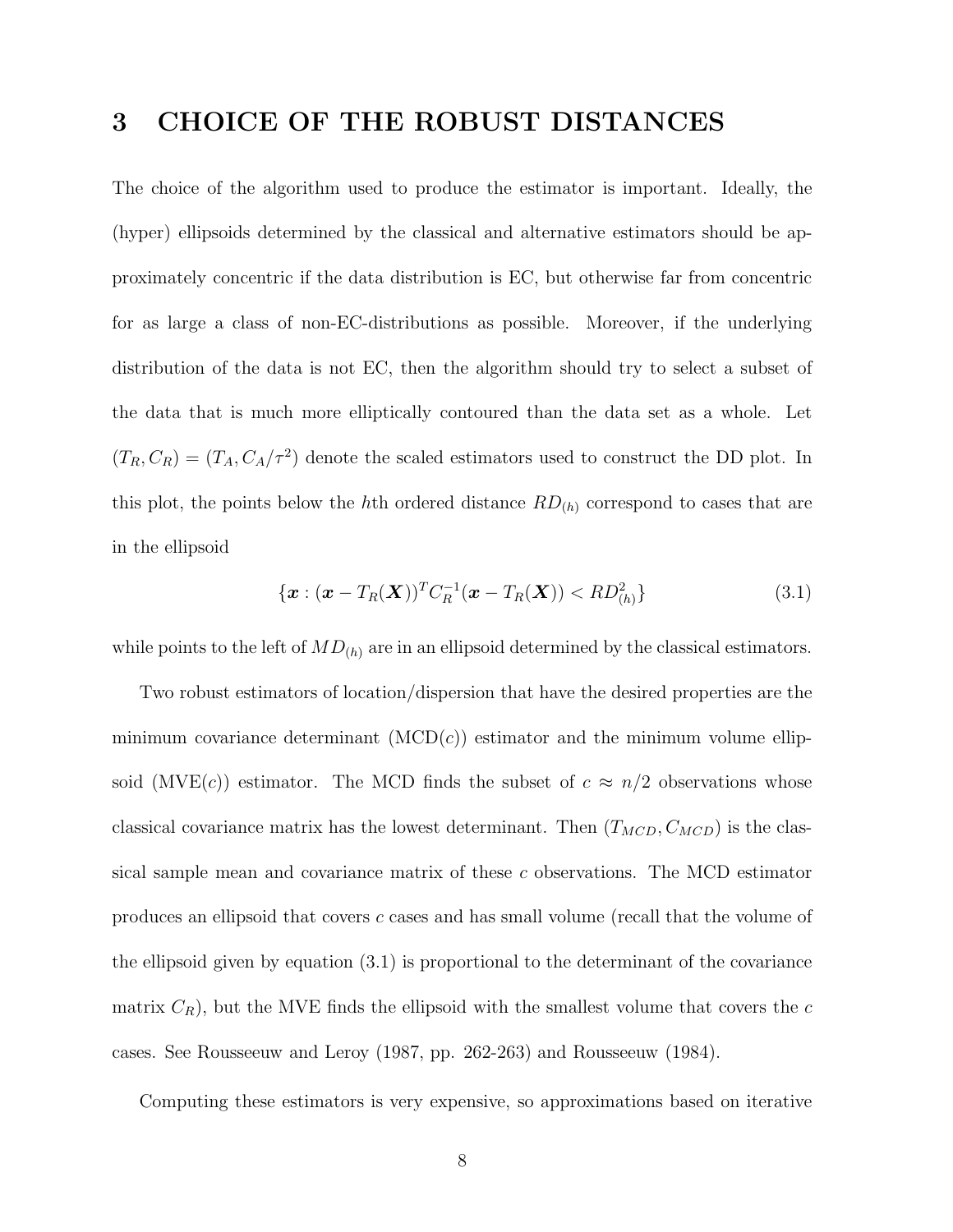# 3 CHOICE OF THE ROBUST DISTANCES

The choice of the algorithm used to produce the estimator is important. Ideally, the (hyper) ellipsoids determined by the classical and alternative estimators should be approximately concentric if the data distribution is EC, but otherwise far from concentric for as large a class of non-EC-distributions as possible. Moreover, if the underlying distribution of the data is not EC, then the algorithm should try to select a subset of the data that is much more elliptically contoured than the data set as a whole. Let $(T_R, C_R) = (T_A, C_A/\tau^2)$ denote the scaled estimators used to construct the DD plot. In this plot, the points below the $h$th ordered distance $RD_{(h)}$ correspond to cases that are in the ellipsoid

$$\{\boldsymbol{x} : (\boldsymbol{x} - T_R(\boldsymbol{X}))^T C_R^{-1} (\boldsymbol{x} - T_R(\boldsymbol{X})) < RD^2_{(h)}\} \tag{3.1}$$

while points to the left of $MD_{(h)}$ are in an ellipsoid determined by the classical estimators.

Two robust estimators of location/dispersion that have the desired properties are the minimum covariance determinant (MCD($c$)) estimator and the minimum volume ellipsoid (MVE($c$)) estimator. The MCD finds the subset of $c \approx n/2$ observations whose classical covariance matrix has the lowest determinant. Then $(T_{MCD}, C_{MCD})$ is the classical sample mean and covariance matrix of these $c$ observations. The MCD estimator produces an ellipsoid that covers $c$ cases and has small volume (recall that the volume of the ellipsoid given by equation (3.1) is proportional to the determinant of the covariance matrix $C_R$), but the MVE finds the ellipsoid with the smallest volume that covers the $c$ cases. See Rousseeuw and Leroy (1987, pp. 262-263) and Rousseeuw (1984).

Computing these estimators is very expensive, so approximations based on iterative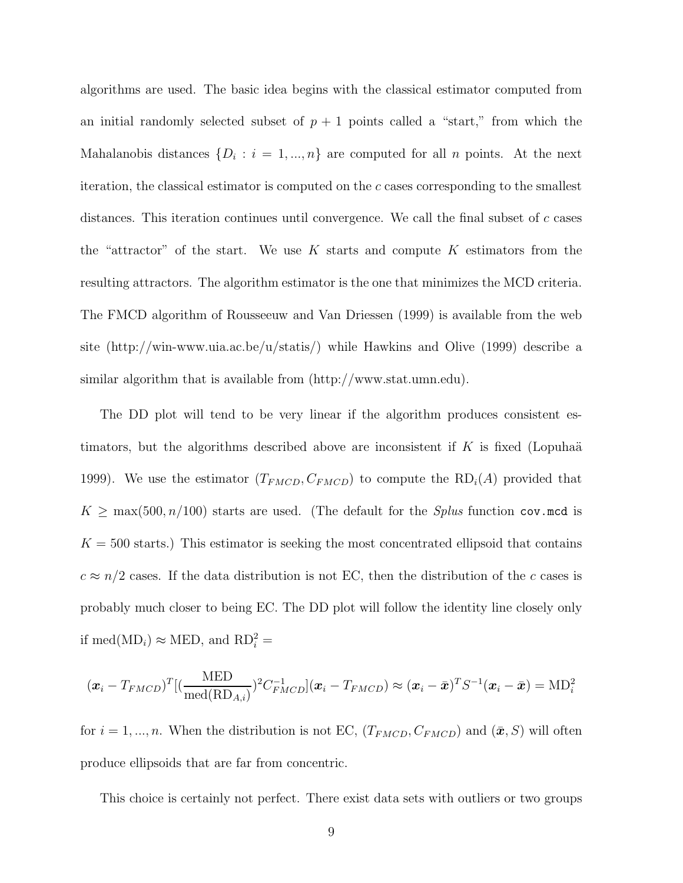algorithms are used. The basic idea begins with the classical estimator computed from an initial randomly selected subset of $p + 1$ points called a "start," from which the Mahalanobis distances $\{D_i : i = 1, ..., n\}$ are computed for all $n$ points. At the next iteration, the classical estimator is computed on the $c$ cases corresponding to the smallest distances. This iteration continues until convergence. We call the final subset of $c$ cases the "attractor" of the start. We use $K$ starts and compute $K$ estimators from the resulting attractors. The algorithm estimator is the one that minimizes the MCD criteria. The FMCD algorithm of Rousseeuw and Van Driessen (1999) is available from the web site (http://win-www.uia.ac.be/u/statis/) while Hawkins and Olive (1999) describe a similar algorithm that is available from (http://www.stat.umn.edu).

The DD plot will tend to be very linear if the algorithm produces consistent estimators, but the algorithms described above are inconsistent if $K$ is fixed (Lopuhaä 1999). We use the estimator $(T_{FMCD}, C_{FMCD})$ to compute the $\text{RD}_i(A)$ provided that $K \geq \max(500, n/100)$ starts are used. (The default for the *Splus* function `cov.mcd` is $K = 500$ starts.) This estimator is seeking the most concentrated ellipsoid that contains $c \approx n/2$ cases. If the data distribution is not EC, then the distribution of the $c$ cases is probably much closer to being EC. The DD plot will follow the identity line closely only if $\text{med}(\text{MD}_i) \approx \text{MED}$, and $\text{RD}_i^2 =$

$$(\boldsymbol{x}_i - T_{FMCD})^T [(\frac{\text{MED}}{\text{med}(\text{RD}_{A,i})})^2 C_{FMCD}^{-1}](\boldsymbol{x}_i - T_{FMCD}) \approx (\boldsymbol{x}_i - \bar{\boldsymbol{x}})^T S^{-1} (\boldsymbol{x}_i - \bar{\boldsymbol{x}}) = \text{MD}_i^2$$

for $i = 1, ..., n$. When the distribution is not EC, $(T_{FMCD}, C_{FMCD})$ and $(\bar{\boldsymbol{x}}, S)$ will often produce ellipsoids that are far from concentric.

This choice is certainly not perfect. There exist data sets with outliers or two groups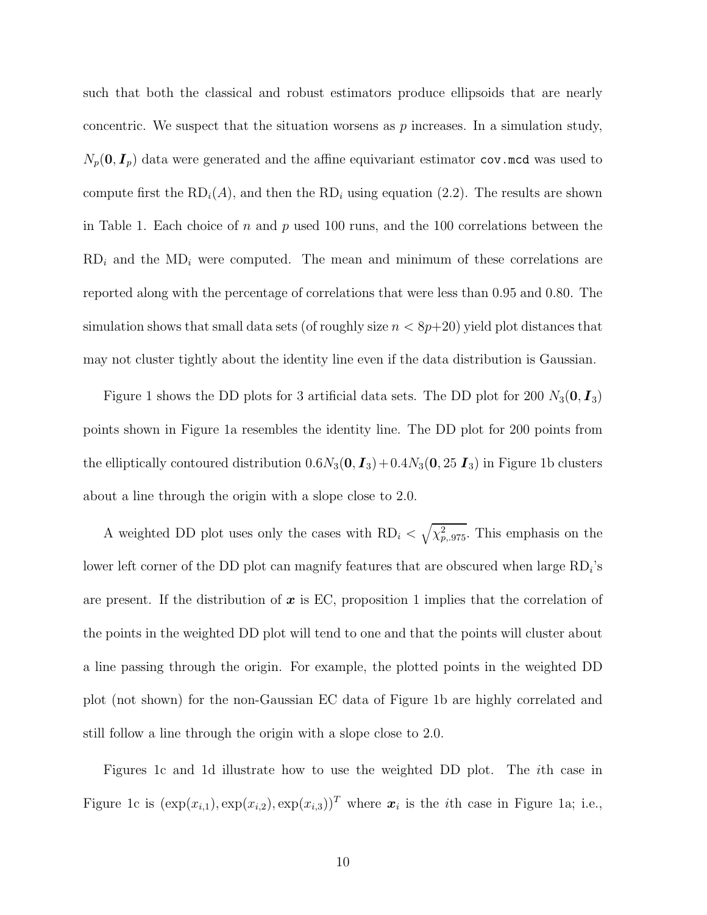such that both the classical and robust estimators produce ellipsoids that are nearly concentric. We suspect that the situation worsens as $p$ increases. In a simulation study, $N_p(\mathbf{0}, \boldsymbol{I}_p)$ data were generated and the affine equivariant estimator `cov.mcd` was used to compute first the $\text{RD}_i(A)$, and then the $\text{RD}_i$ using equation (2.2). The results are shown in Table 1. Each choice of $n$ and $p$ used 100 runs, and the 100 correlations between the $\text{RD}_i$ and the $\text{MD}_i$ were computed. The mean and minimum of these correlations are reported along with the percentage of correlations that were less than 0.95 and 0.80. The simulation shows that small data sets (of roughly size $n < 8p+20$) yield plot distances that may not cluster tightly about the identity line even if the data distribution is Gaussian.

Figure 1 shows the DD plots for 3 artificial data sets. The DD plot for 200 $N_3(\mathbf{0}, \boldsymbol{I}_3)$ points shown in Figure 1a resembles the identity line. The DD plot for 200 points from the elliptically contoured distribution $0.6N_3(\mathbf{0}, \boldsymbol{I}_3) + 0.4N_3(\mathbf{0}, 25\,\boldsymbol{I}_3)$ in Figure 1b clusters about a line through the origin with a slope close to 2.0.

A weighted DD plot uses only the cases with $\text{RD}_i < \sqrt{\chi^2_{p,.975}}$. This emphasis on the lower left corner of the DD plot can magnify features that are obscured when large $\text{RD}_i$'s are present. If the distribution of $\boldsymbol{x}$ is EC, proposition 1 implies that the correlation of the points in the weighted DD plot will tend to one and that the points will cluster about a line passing through the origin. For example, the plotted points in the weighted DD plot (not shown) for the non-Gaussian EC data of Figure 1b are highly correlated and still follow a line through the origin with a slope close to 2.0.

Figures 1c and 1d illustrate how to use the weighted DD plot. The $i$th case in Figure 1c is $(\exp(x_{i,1}), \exp(x_{i,2}), \exp(x_{i,3}))^T$ where $\boldsymbol{x}_i$ is the $i$th case in Figure 1a; i.e.,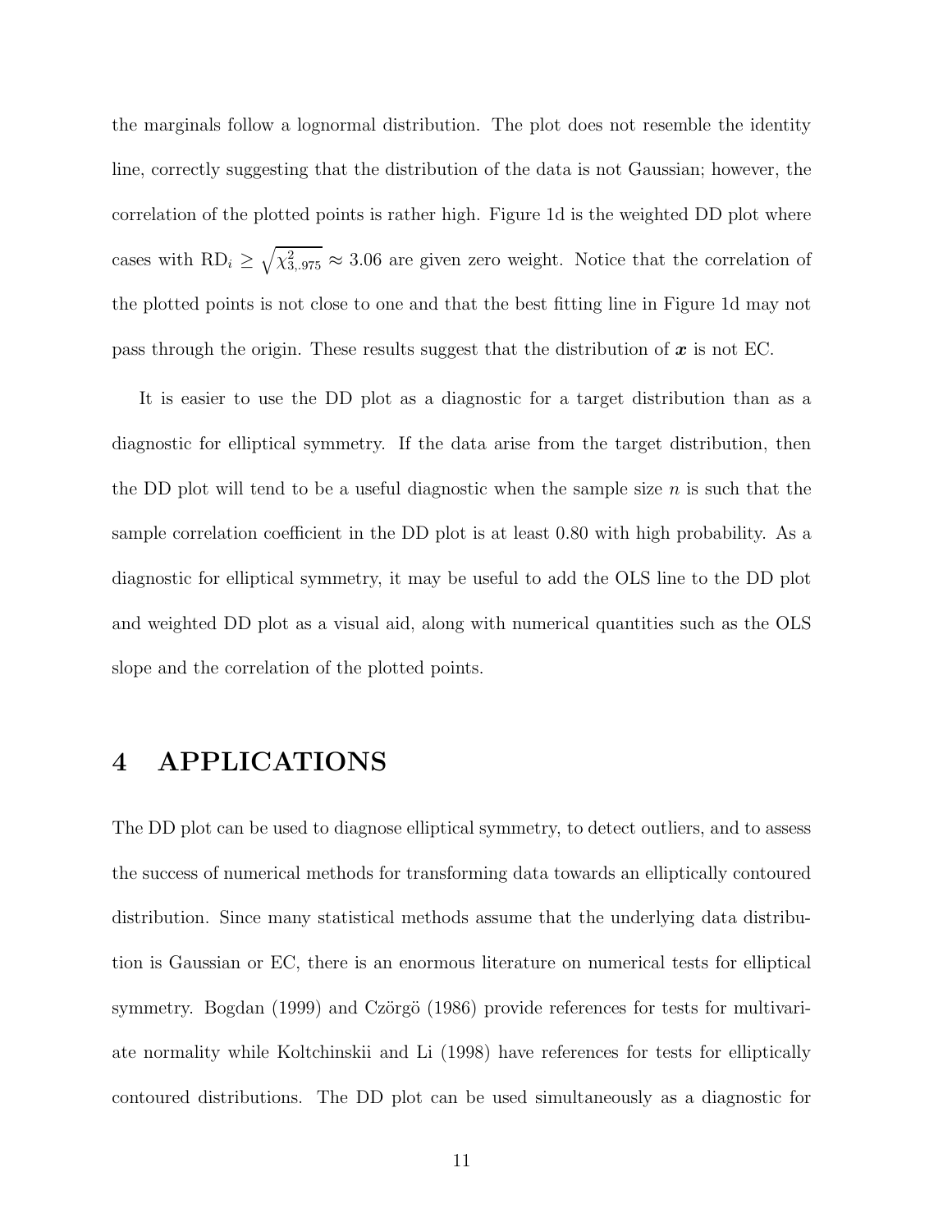the marginals follow a lognormal distribution. The plot does not resemble the identity line, correctly suggesting that the distribution of the data is not Gaussian; however, the correlation of the plotted points is rather high. Figure 1d is the weighted DD plot where cases with $\text{RD}_i \geq \sqrt{\chi^2_{3,.975}} \approx 3.06$ are given zero weight. Notice that the correlation of the plotted points is not close to one and that the best fitting line in Figure 1d may not pass through the origin. These results suggest that the distribution of $\boldsymbol{x}$ is not EC.

It is easier to use the DD plot as a diagnostic for a target distribution than as a diagnostic for elliptical symmetry. If the data arise from the target distribution, then the DD plot will tend to be a useful diagnostic when the sample size $n$ is such that the sample correlation coefficient in the DD plot is at least 0.80 with high probability. As a diagnostic for elliptical symmetry, it may be useful to add the OLS line to the DD plot and weighted DD plot as a visual aid, along with numerical quantities such as the OLS slope and the correlation of the plotted points.

# 4 APPLICATIONS

The DD plot can be used to diagnose elliptical symmetry, to detect outliers, and to assess the success of numerical methods for transforming data towards an elliptically contoured distribution. Since many statistical methods assume that the underlying data distribution is Gaussian or EC, there is an enormous literature on numerical tests for elliptical symmetry. Bogdan (1999) and Czörgö (1986) provide references for tests for multivariate normality while Koltchinskii and Li (1998) have references for tests for elliptically contoured distributions. The DD plot can be used simultaneously as a diagnostic for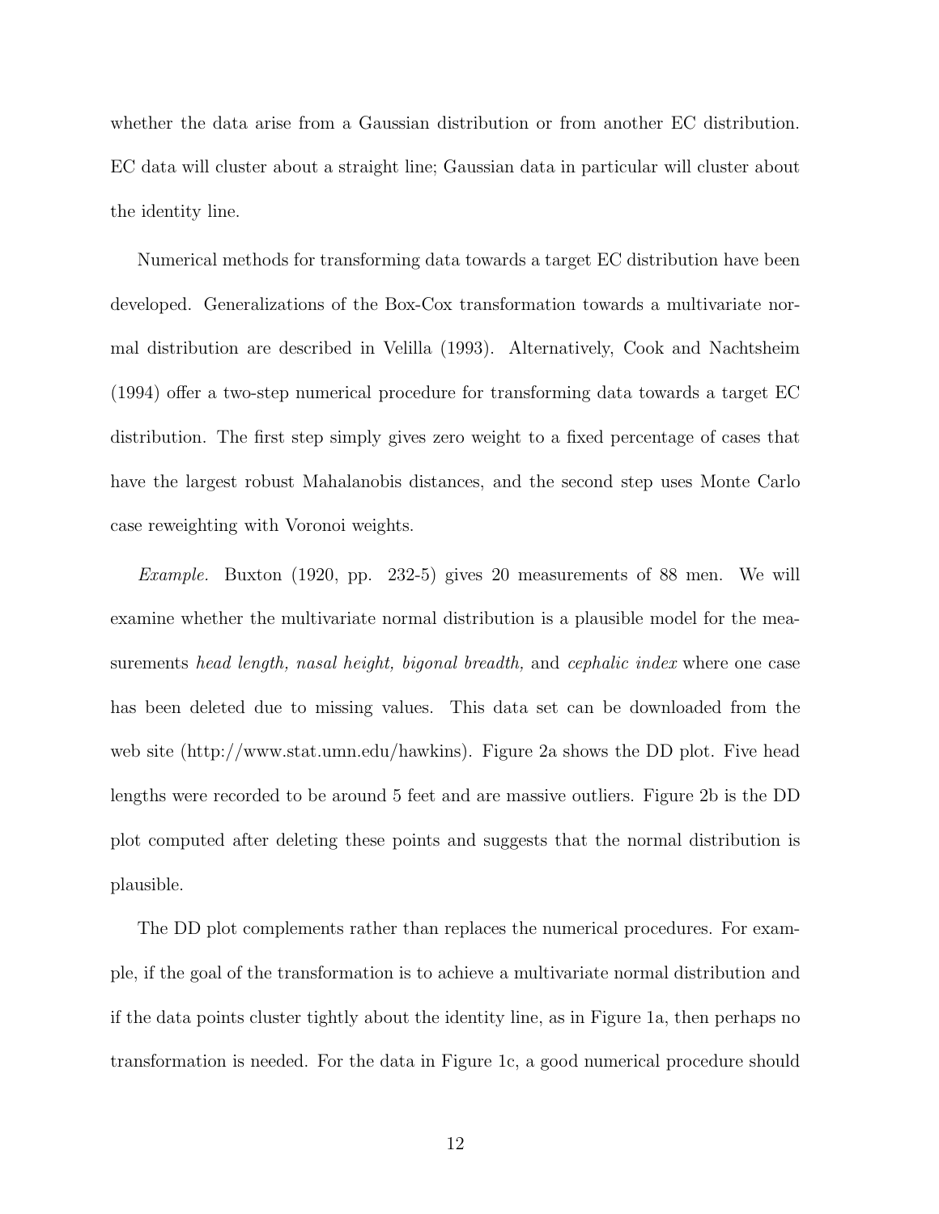whether the data arise from a Gaussian distribution or from another EC distribution. EC data will cluster about a straight line; Gaussian data in particular will cluster about the identity line.

Numerical methods for transforming data towards a target EC distribution have been developed. Generalizations of the Box-Cox transformation towards a multivariate normal distribution are described in Velilla (1993). Alternatively, Cook and Nachtsheim (1994) offer a two-step numerical procedure for transforming data towards a target EC distribution. The first step simply gives zero weight to a fixed percentage of cases that have the largest robust Mahalanobis distances, and the second step uses Monte Carlo case reweighting with Voronoi weights.

*Example.* Buxton (1920, pp. 232-5) gives 20 measurements of 88 men. We will examine whether the multivariate normal distribution is a plausible model for the measurements *head length, nasal height, bigonal breadth,* and *cephalic index* where one case has been deleted due to missing values. This data set can be downloaded from the web site (http://www.stat.umn.edu/hawkins). Figure 2a shows the DD plot. Five head lengths were recorded to be around 5 feet and are massive outliers. Figure 2b is the DD plot computed after deleting these points and suggests that the normal distribution is plausible.

The DD plot complements rather than replaces the numerical procedures. For example, if the goal of the transformation is to achieve a multivariate normal distribution and if the data points cluster tightly about the identity line, as in Figure 1a, then perhaps no transformation is needed. For the data in Figure 1c, a good numerical procedure should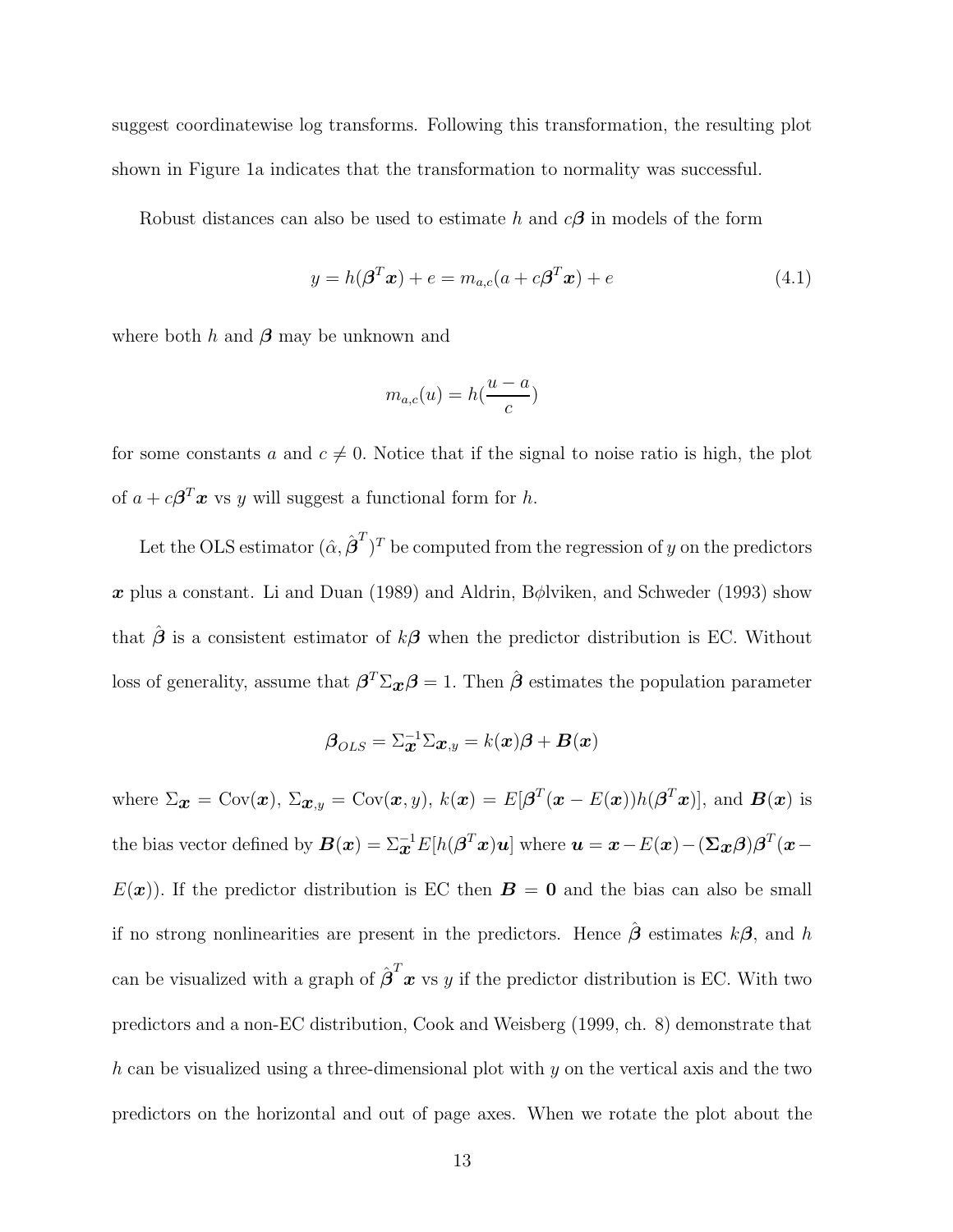suggest coordinatewise log transforms. Following this transformation, the resulting plot shown in Figure 1a indicates that the transformation to normality was successful.

Robust distances can also be used to estimate $h$ and $c\boldsymbol{\beta}$ in models of the form

$$y = h(\boldsymbol{\beta}^T \boldsymbol{x}) + e = m_{a,c}(a + c\boldsymbol{\beta}^T \boldsymbol{x}) + e \tag{4.1}$$

where both $h$ and $\boldsymbol{\beta}$ may be unknown and

$$m_{a,c}(u) = h(\frac{u-a}{c})$$

for some constants $a$ and $c \neq 0$. Notice that if the signal to noise ratio is high, the plot of $a + c\boldsymbol{\beta}^T \boldsymbol{x}$ vs $y$ will suggest a functional form for $h$.

Let the OLS estimator $(\hat{\alpha}, \hat{\boldsymbol{\beta}}^T)^T$ be computed from the regression of $y$ on the predictors $\boldsymbol{x}$ plus a constant. Li and Duan (1989) and Aldrin, B$\phi$lviken, and Schweder (1993) show that $\hat{\boldsymbol{\beta}}$ is a consistent estimator of $k\boldsymbol{\beta}$ when the predictor distribution is EC. Without loss of generality, assume that $\boldsymbol{\beta}^T \Sigma_{\boldsymbol{x}} \boldsymbol{\beta} = 1$. Then $\hat{\boldsymbol{\beta}}$ estimates the population parameter

$$\boldsymbol{\beta}_{OLS} = \Sigma_{\boldsymbol{x}}^{-1} \Sigma_{\boldsymbol{x},y} = k(\boldsymbol{x})\boldsymbol{\beta} + \boldsymbol{B}(\boldsymbol{x})$$

where $\Sigma_{\boldsymbol{x}} = \text{Cov}(\boldsymbol{x})$, $\Sigma_{\boldsymbol{x},y} = \text{Cov}(\boldsymbol{x}, y)$, $k(\boldsymbol{x}) = E[\boldsymbol{\beta}^T(\boldsymbol{x} - E(\boldsymbol{x}))h(\boldsymbol{\beta}^T \boldsymbol{x})]$, and $\boldsymbol{B}(\boldsymbol{x})$ is the bias vector defined by $\boldsymbol{B}(\boldsymbol{x}) = \Sigma_{\boldsymbol{x}}^{-1} E[h(\boldsymbol{\beta}^T \boldsymbol{x})\boldsymbol{u}]$ where $\boldsymbol{u} = \boldsymbol{x} - E(\boldsymbol{x}) - (\boldsymbol{\Sigma_x \beta})\boldsymbol{\beta}^T(\boldsymbol{x} - E(\boldsymbol{x}))$. If the predictor distribution is EC then $\boldsymbol{B} = \boldsymbol{0}$ and the bias can also be small if no strong nonlinearities are present in the predictors. Hence $\hat{\boldsymbol{\beta}}$ estimates $k\boldsymbol{\beta}$, and $h$ can be visualized with a graph of $\hat{\boldsymbol{\beta}}^T \boldsymbol{x}$ vs $y$ if the predictor distribution is EC. With two predictors and a non-EC distribution, Cook and Weisberg (1999, ch. 8) demonstrate that $h$ can be visualized using a three-dimensional plot with $y$ on the vertical axis and the two predictors on the horizontal and out of page axes. When we rotate the plot about the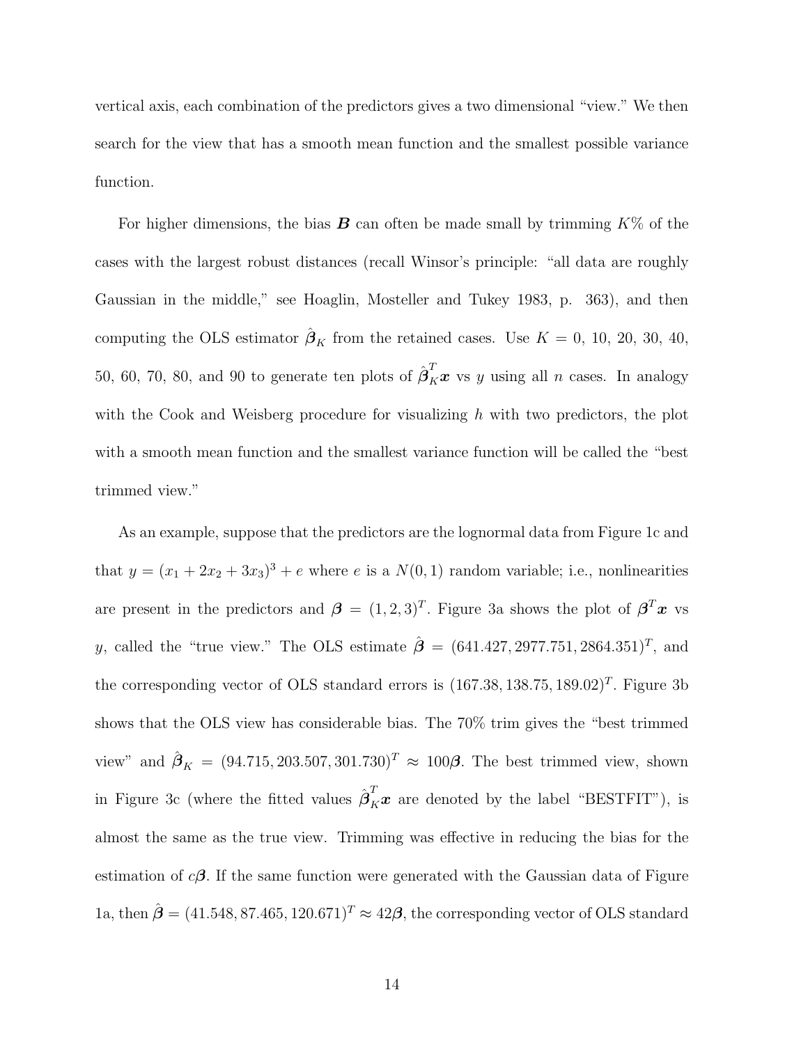vertical axis, each combination of the predictors gives a two dimensional "view." We then search for the view that has a smooth mean function and the smallest possible variance function.

For higher dimensions, the bias $\boldsymbol{B}$ can often be made small by trimming $K$% of the cases with the largest robust distances (recall Winsor's principle: "all data are roughly Gaussian in the middle," see Hoaglin, Mosteller and Tukey 1983, p. 363), and then computing the OLS estimator $\hat{\boldsymbol{\beta}}_K$ from the retained cases. Use $K = 0$, 10, 20, 30, 40, 50, 60, 70, 80, and 90 to generate ten plots of $\hat{\boldsymbol{\beta}}_K^T \boldsymbol{x}$ vs $y$ using all $n$ cases. In analogy with the Cook and Weisberg procedure for visualizing $h$ with two predictors, the plot with a smooth mean function and the smallest variance function will be called the "best trimmed view."

As an example, suppose that the predictors are the lognormal data from Figure 1c and that $y = (x_1 + 2x_2 + 3x_3)^3 + e$ where $e$ is a $N(0, 1)$ random variable; i.e., nonlinearities are present in the predictors and $\boldsymbol{\beta} = (1, 2, 3)^T$. Figure 3a shows the plot of $\boldsymbol{\beta}^T \boldsymbol{x}$ vs $y$, called the "true view." The OLS estimate $\hat{\boldsymbol{\beta}} = (641.427, 2977.751, 2864.351)^T$, and the corresponding vector of OLS standard errors is $(167.38, 138.75, 189.02)^T$. Figure 3b shows that the OLS view has considerable bias. The 70% trim gives the "best trimmed view" and $\hat{\boldsymbol{\beta}}_K = (94.715, 203.507, 301.730)^T \approx 100\boldsymbol{\beta}$. The best trimmed view, shown in Figure 3c (where the fitted values $\hat{\boldsymbol{\beta}}_K^T \boldsymbol{x}$ are denoted by the label "BESTFIT"), is almost the same as the true view. Trimming was effective in reducing the bias for the estimation of $c\boldsymbol{\beta}$. If the same function were generated with the Gaussian data of Figure 1a, then $\hat{\boldsymbol{\beta}} = (41.548, 87.465, 120.671)^T \approx 42\boldsymbol{\beta}$, the corresponding vector of OLS standard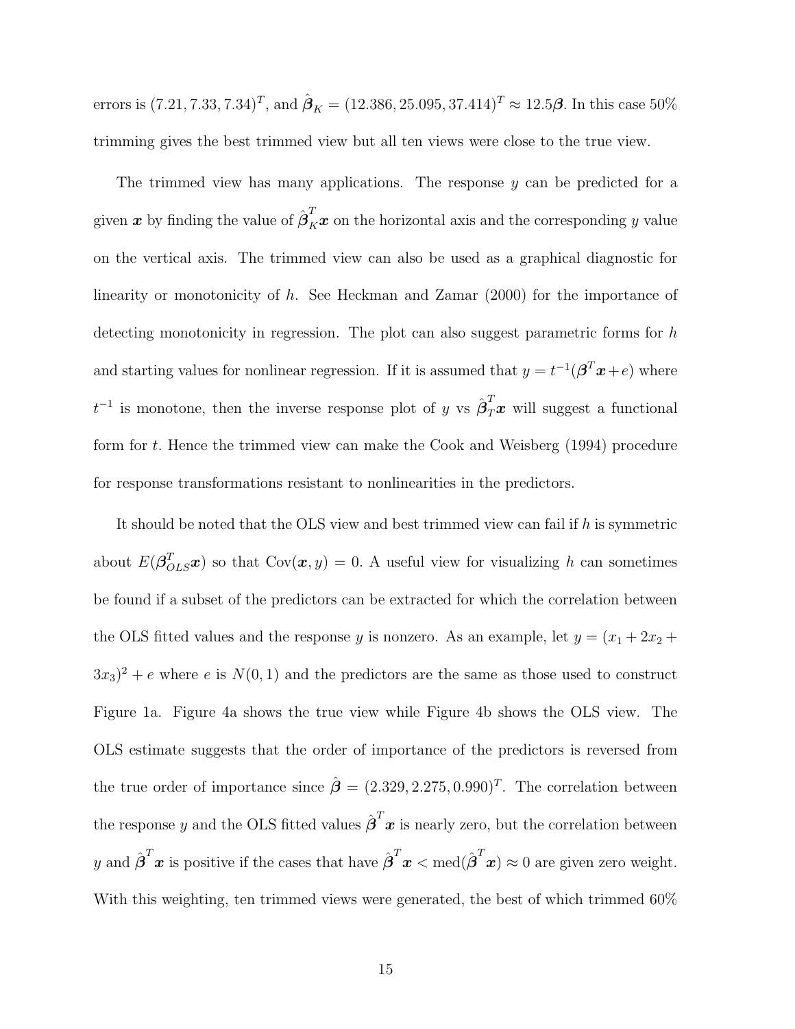errors is $(7.21, 7.33, 7.34)^T$, and $\hat{\boldsymbol{\beta}}_K = (12.386, 25.095, 37.414)^T \approx 12.5\boldsymbol{\beta}$. In this case 50% trimming gives the best trimmed view but all ten views were close to the true view.

The trimmed view has many applications. The response $y$ can be predicted for a given $\boldsymbol{x}$ by finding the value of $\hat{\boldsymbol{\beta}}_K^T \boldsymbol{x}$ on the horizontal axis and the corresponding $y$ value on the vertical axis. The trimmed view can also be used as a graphical diagnostic for linearity or monotonicity of $h$. See Heckman and Zamar (2000) for the importance of detecting monotonicity in regression. The plot can also suggest parametric forms for $h$ and starting values for nonlinear regression. If it is assumed that $y = t^{-1}(\boldsymbol{\beta}^T \boldsymbol{x} + e)$ where $t^{-1}$ is monotone, then the inverse response plot of $y$ vs $\hat{\boldsymbol{\beta}}_T^T \boldsymbol{x}$ will suggest a functional form for $t$. Hence the trimmed view can make the Cook and Weisberg (1994) procedure for response transformations resistant to nonlinearities in the predictors.

It should be noted that the OLS view and best trimmed view can fail if $h$ is symmetric about $E(\boldsymbol{\beta}_{OLS}^T \boldsymbol{x})$ so that $\text{Cov}(\boldsymbol{x}, y) = 0$. A useful view for visualizing $h$ can sometimes be found if a subset of the predictors can be extracted for which the correlation between the OLS fitted values and the response $y$ is nonzero. As an example, let $y = (x_1 + 2x_2 + 3x_3)^2 + e$ where $e$ is $N(0, 1)$ and the predictors are the same as those used to construct Figure 1a. Figure 4a shows the true view while Figure 4b shows the OLS view. The OLS estimate suggests that the order of importance of the predictors is reversed from the true order of importance since $\hat{\boldsymbol{\beta}} = (2.329, 2.275, 0.990)^T$. The correlation between the response $y$ and the OLS fitted values $\hat{\boldsymbol{\beta}}^T \boldsymbol{x}$ is nearly zero, but the correlation between $y$ and $\hat{\boldsymbol{\beta}}^T \boldsymbol{x}$ is positive if the cases that have $\hat{\boldsymbol{\beta}}^T \boldsymbol{x} < \text{med}(\hat{\boldsymbol{\beta}}^T \boldsymbol{x}) \approx 0$ are given zero weight. With this weighting, ten trimmed views were generated, the best of which trimmed 60%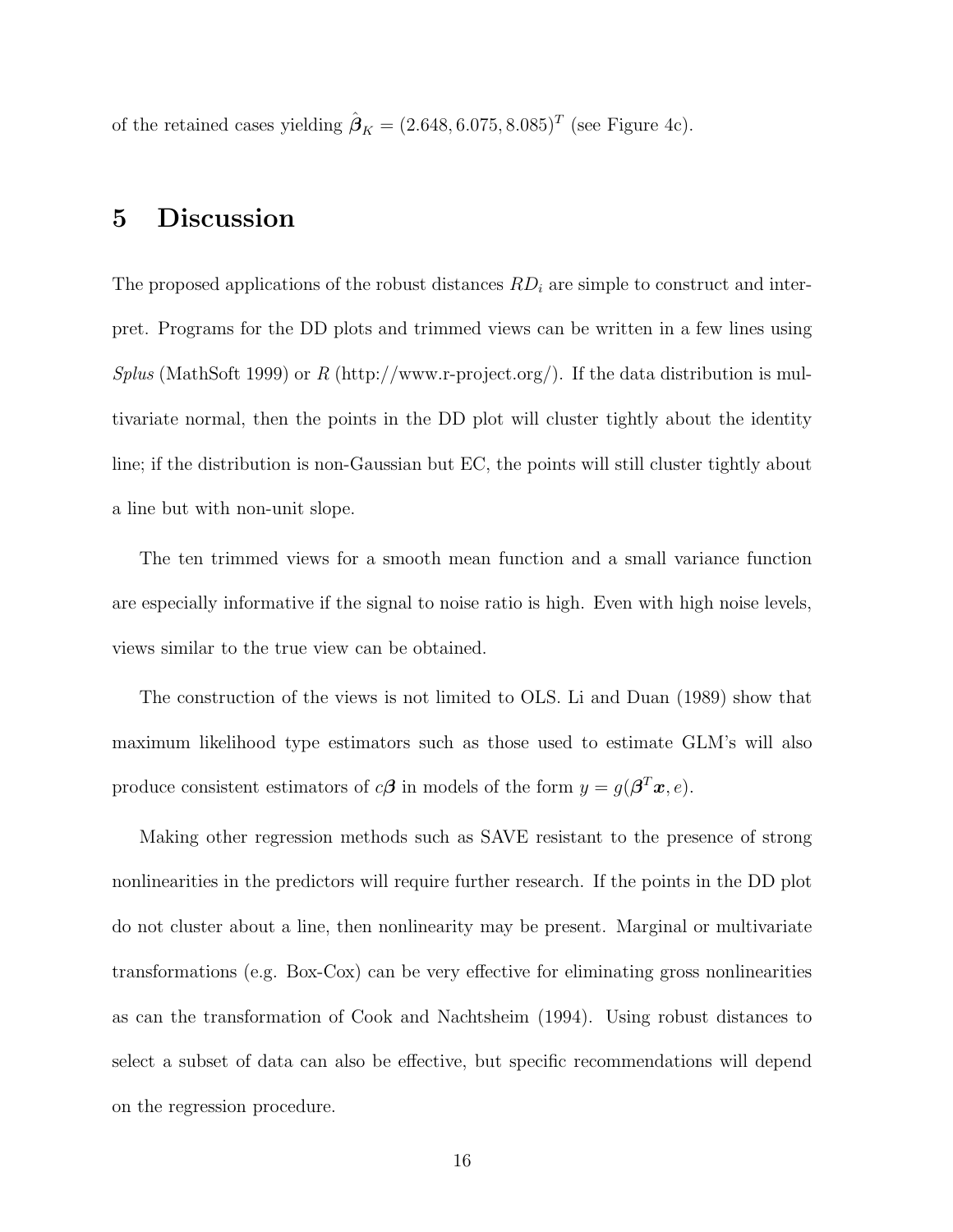of the retained cases yielding $\hat{\boldsymbol{\beta}}_K = (2.648, 6.075, 8.085)^T$ (see Figure 4c).

# 5 Discussion

The proposed applications of the robust distances $RD_i$ are simple to construct and interpret. Programs for the DD plots and trimmed views can be written in a few lines using *Splus* (MathSoft 1999) or *R* (http://www.r-project.org/). If the data distribution is multivariate normal, then the points in the DD plot will cluster tightly about the identity line; if the distribution is non-Gaussian but EC, the points will still cluster tightly about a line but with non-unit slope.

The ten trimmed views for a smooth mean function and a small variance function are especially informative if the signal to noise ratio is high. Even with high noise levels, views similar to the true view can be obtained.

The construction of the views is not limited to OLS. Li and Duan (1989) show that maximum likelihood type estimators such as those used to estimate GLM's will also produce consistent estimators of $c\boldsymbol{\beta}$ in models of the form $y = g(\boldsymbol{\beta}^T \boldsymbol{x}, e)$.

Making other regression methods such as SAVE resistant to the presence of strong nonlinearities in the predictors will require further research. If the points in the DD plot do not cluster about a line, then nonlinearity may be present. Marginal or multivariate transformations (e.g. Box-Cox) can be very effective for eliminating gross nonlinearities as can the transformation of Cook and Nachtsheim (1994). Using robust distances to select a subset of data can also be effective, but specific recommendations will depend on the regression procedure.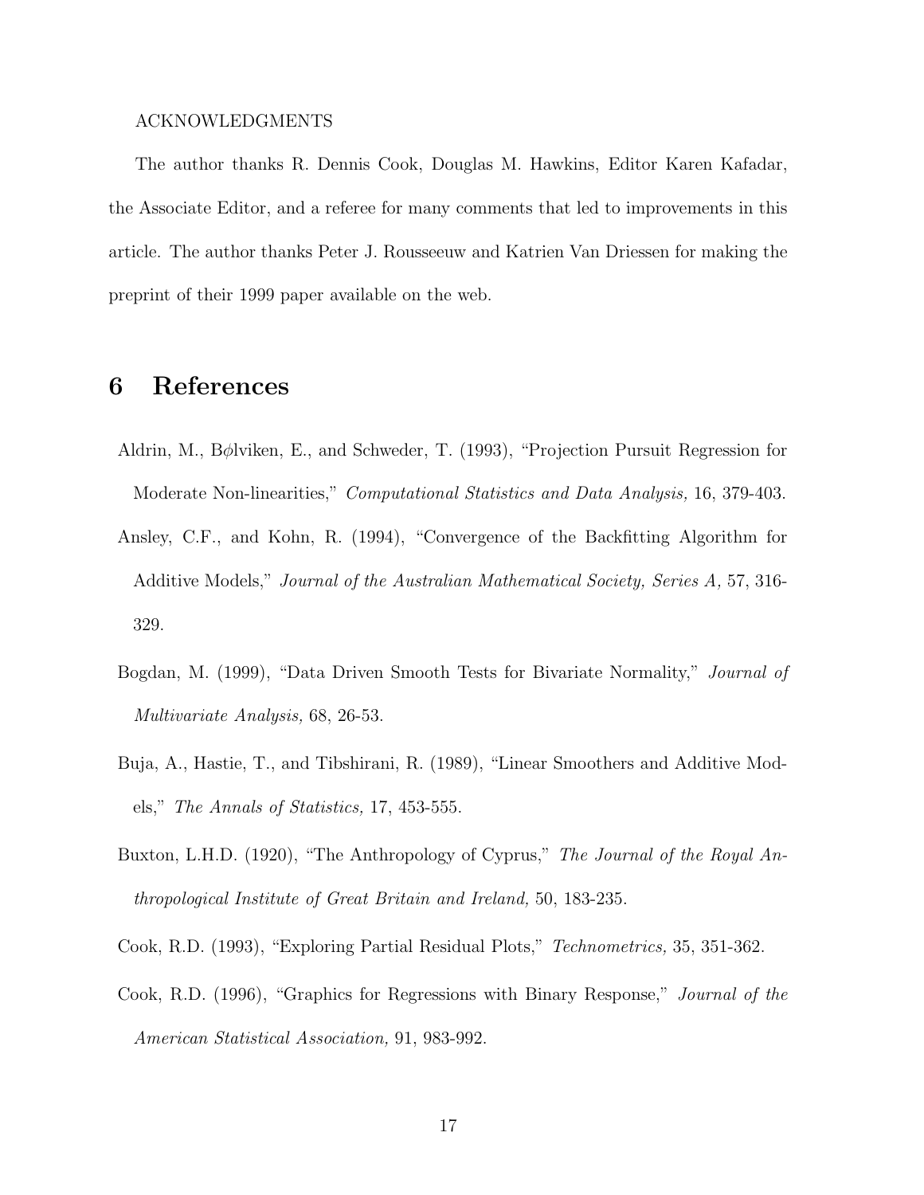ACKNOWLEDGMENTS

The author thanks R. Dennis Cook, Douglas M. Hawkins, Editor Karen Kafadar, the Associate Editor, and a referee for many comments that led to improvements in this article. The author thanks Peter J. Rousseeuw and Katrien Van Driessen for making the preprint of their 1999 paper available on the web.

# 6 References

Aldrin, M., Bølviken, E., and Schweder, T. (1993), "Projection Pursuit Regression for Moderate Non-linearities," *Computational Statistics and Data Analysis,* 16, 379-403.

Ansley, C.F., and Kohn, R. (1994), "Convergence of the Backfitting Algorithm for Additive Models," *Journal of the Australian Mathematical Society, Series A,* 57, 316-329.

Bogdan, M. (1999), "Data Driven Smooth Tests for Bivariate Normality," *Journal of Multivariate Analysis,* 68, 26-53.

Buja, A., Hastie, T., and Tibshirani, R. (1989), "Linear Smoothers and Additive Models," *The Annals of Statistics,* 17, 453-555.

Buxton, L.H.D. (1920), "The Anthropology of Cyprus," *The Journal of the Royal Anthropological Institute of Great Britain and Ireland,* 50, 183-235.

Cook, R.D. (1993), "Exploring Partial Residual Plots," *Technometrics,* 35, 351-362.

Cook, R.D. (1996), "Graphics for Regressions with Binary Response," *Journal of the American Statistical Association,* 91, 983-992.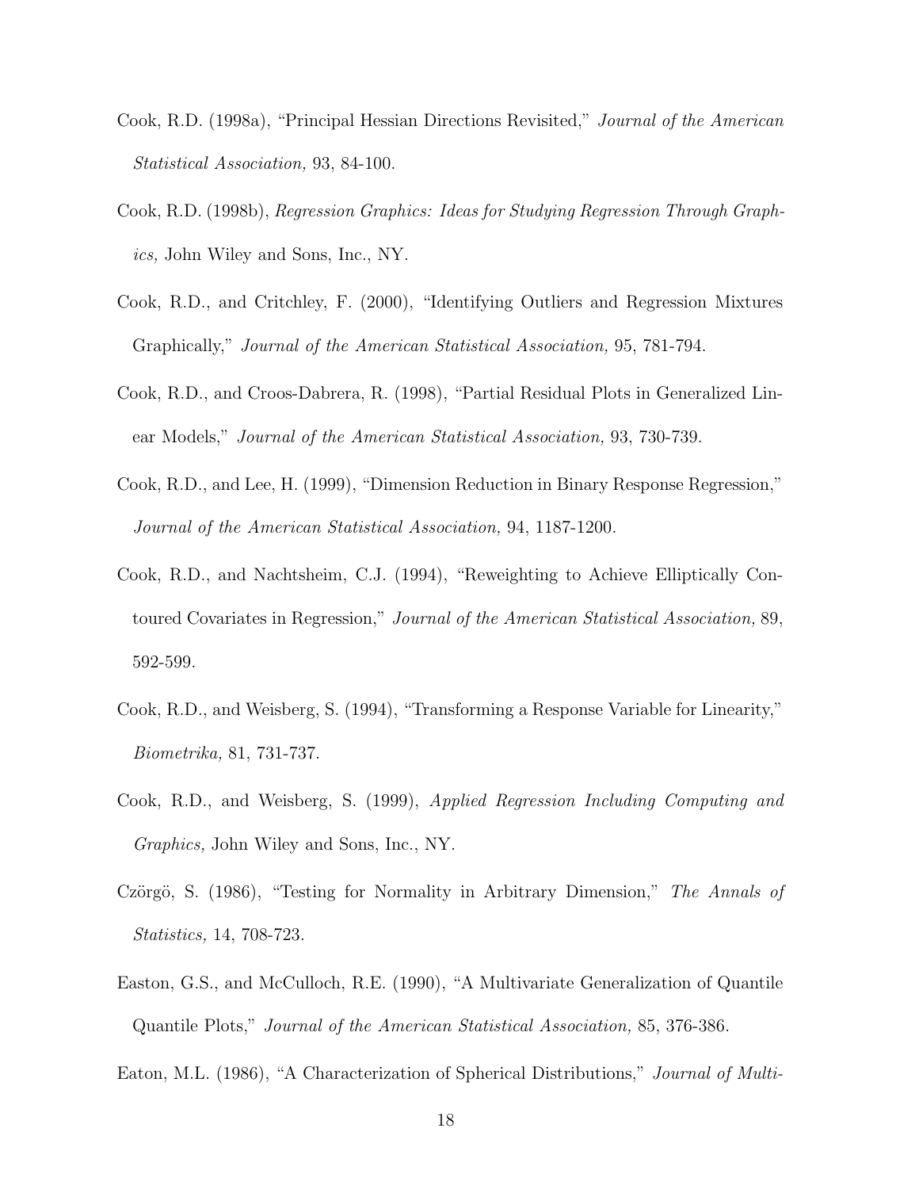Cook, R.D. (1998a), "Principal Hessian Directions Revisited," *Journal of the American Statistical Association,* 93, 84-100.

Cook, R.D. (1998b), *Regression Graphics: Ideas for Studying Regression Through Graphics,* John Wiley and Sons, Inc., NY.

Cook, R.D., and Critchley, F. (2000), "Identifying Outliers and Regression Mixtures Graphically," *Journal of the American Statistical Association,* 95, 781-794.

Cook, R.D., and Croos-Dabrera, R. (1998), "Partial Residual Plots in Generalized Linear Models," *Journal of the American Statistical Association,* 93, 730-739.

Cook, R.D., and Lee, H. (1999), "Dimension Reduction in Binary Response Regression," *Journal of the American Statistical Association,* 94, 1187-1200.

Cook, R.D., and Nachtsheim, C.J. (1994), "Reweighting to Achieve Elliptically Contoured Covariates in Regression," *Journal of the American Statistical Association,* 89, 592-599.

Cook, R.D., and Weisberg, S. (1994), "Transforming a Response Variable for Linearity," *Biometrika,* 81, 731-737.

Cook, R.D., and Weisberg, S. (1999), *Applied Regression Including Computing and Graphics,* John Wiley and Sons, Inc., NY.

Czörgö, S. (1986), "Testing for Normality in Arbitrary Dimension," *The Annals of Statistics,* 14, 708-723.

Easton, G.S., and McCulloch, R.E. (1990), "A Multivariate Generalization of Quantile Quantile Plots," *Journal of the American Statistical Association,* 85, 376-386.

Eaton, M.L. (1986), "A Characterization of Spherical Distributions," *Journal of Multi-*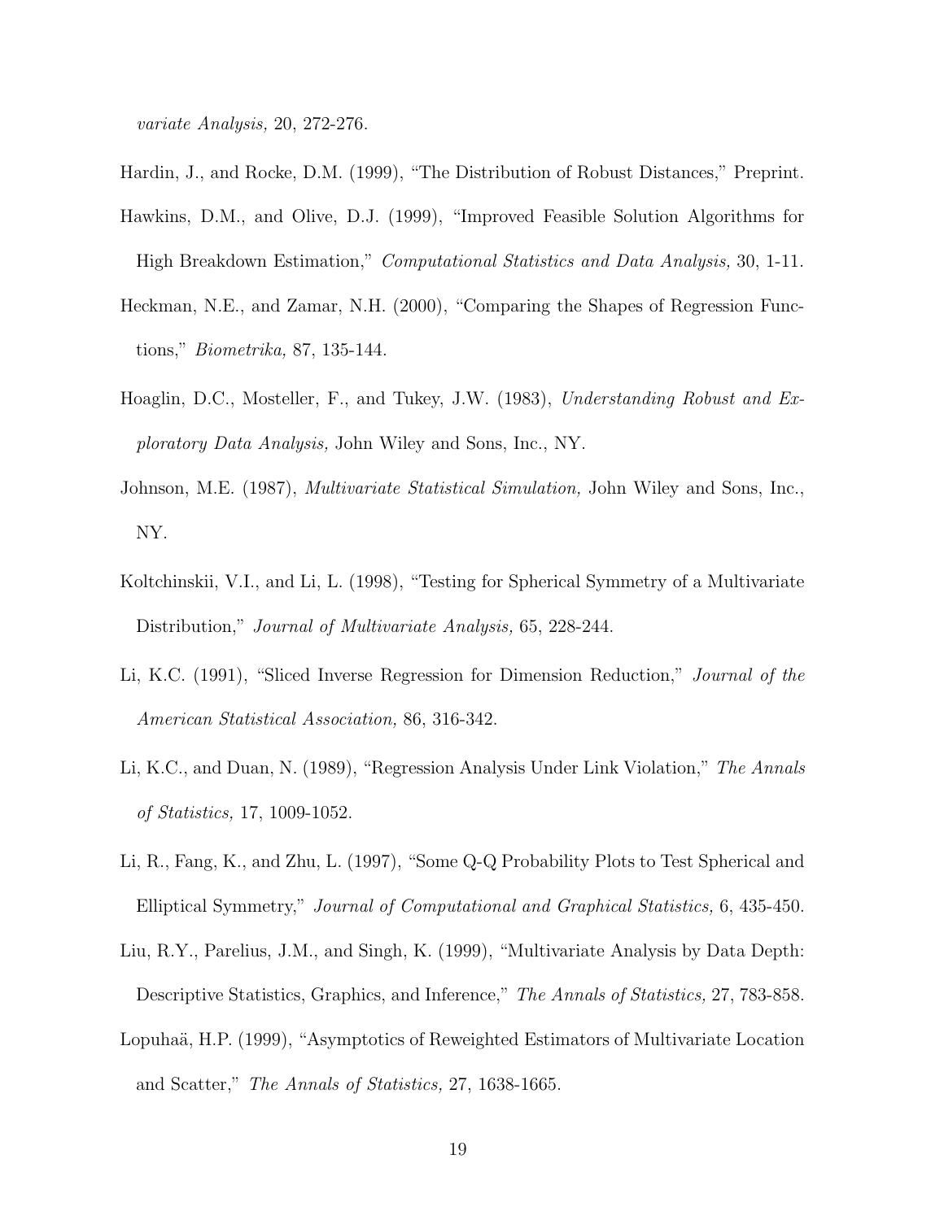*variate Analysis,* 20, 272-276.

Hardin, J., and Rocke, D.M. (1999), "The Distribution of Robust Distances," Preprint.

Hawkins, D.M., and Olive, D.J. (1999), "Improved Feasible Solution Algorithms for High Breakdown Estimation," *Computational Statistics and Data Analysis,* 30, 1-11.

Heckman, N.E., and Zamar, N.H. (2000), "Comparing the Shapes of Regression Functions," *Biometrika,* 87, 135-144.

Hoaglin, D.C., Mosteller, F., and Tukey, J.W. (1983), *Understanding Robust and Exploratory Data Analysis,* John Wiley and Sons, Inc., NY.

Johnson, M.E. (1987), *Multivariate Statistical Simulation,* John Wiley and Sons, Inc., NY.

Koltchinskii, V.I., and Li, L. (1998), "Testing for Spherical Symmetry of a Multivariate Distribution," *Journal of Multivariate Analysis,* 65, 228-244.

Li, K.C. (1991), "Sliced Inverse Regression for Dimension Reduction," *Journal of the American Statistical Association,* 86, 316-342.

Li, K.C., and Duan, N. (1989), "Regression Analysis Under Link Violation," *The Annals of Statistics,* 17, 1009-1052.

Li, R., Fang, K., and Zhu, L. (1997), "Some Q-Q Probability Plots to Test Spherical and Elliptical Symmetry," *Journal of Computational and Graphical Statistics,* 6, 435-450.

Liu, R.Y., Parelius, J.M., and Singh, K. (1999), "Multivariate Analysis by Data Depth: Descriptive Statistics, Graphics, and Inference," *The Annals of Statistics,* 27, 783-858.

Lopuhaä, H.P. (1999), "Asymptotics of Reweighted Estimators of Multivariate Location and Scatter," *The Annals of Statistics,* 27, 1638-1665.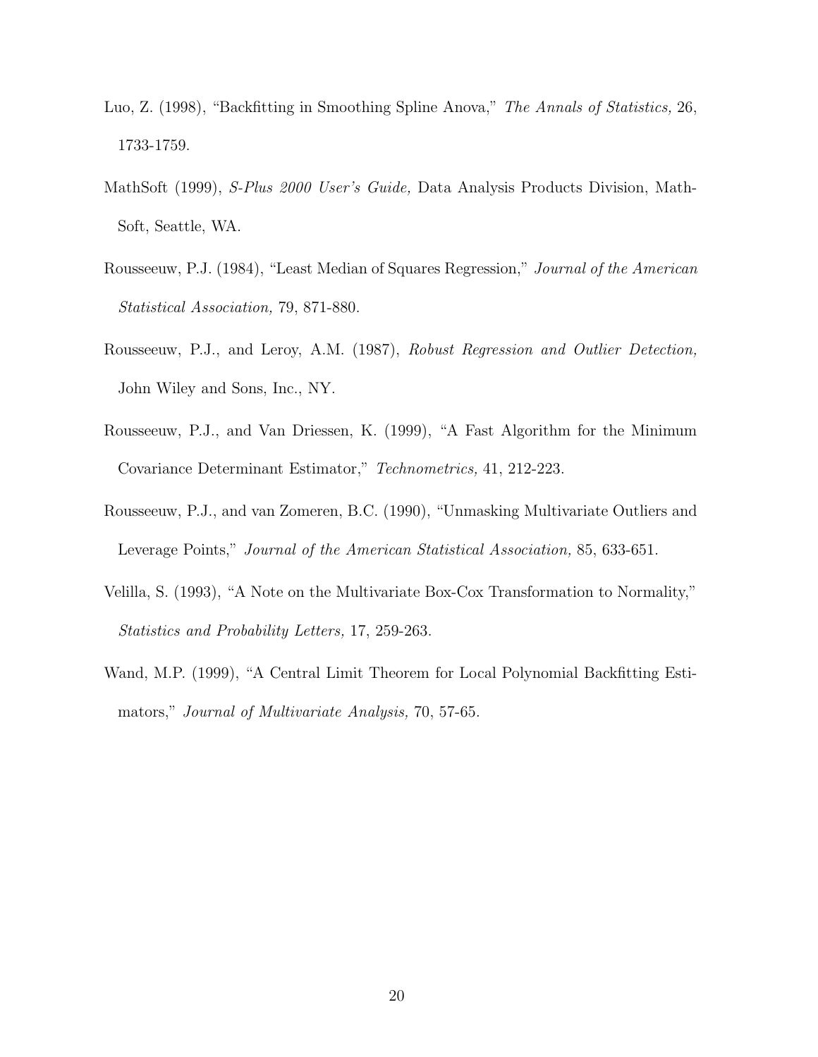Luo, Z. (1998), "Backfitting in Smoothing Spline Anova," *The Annals of Statistics,* 26, 1733-1759.

MathSoft (1999), *S-Plus 2000 User's Guide,* Data Analysis Products Division, MathSoft, Seattle, WA.

Rousseeuw, P.J. (1984), "Least Median of Squares Regression," *Journal of the American Statistical Association,* 79, 871-880.

Rousseeuw, P.J., and Leroy, A.M. (1987), *Robust Regression and Outlier Detection,* John Wiley and Sons, Inc., NY.

Rousseeuw, P.J., and Van Driessen, K. (1999), "A Fast Algorithm for the Minimum Covariance Determinant Estimator," *Technometrics,* 41, 212-223.

Rousseeuw, P.J., and van Zomeren, B.C. (1990), "Unmasking Multivariate Outliers and Leverage Points," *Journal of the American Statistical Association,* 85, 633-651.

Velilla, S. (1993), "A Note on the Multivariate Box-Cox Transformation to Normality," *Statistics and Probability Letters,* 17, 259-263.

Wand, M.P. (1999), "A Central Limit Theorem for Local Polynomial Backfitting Estimators," *Journal of Multivariate Analysis,* 70, 57-65.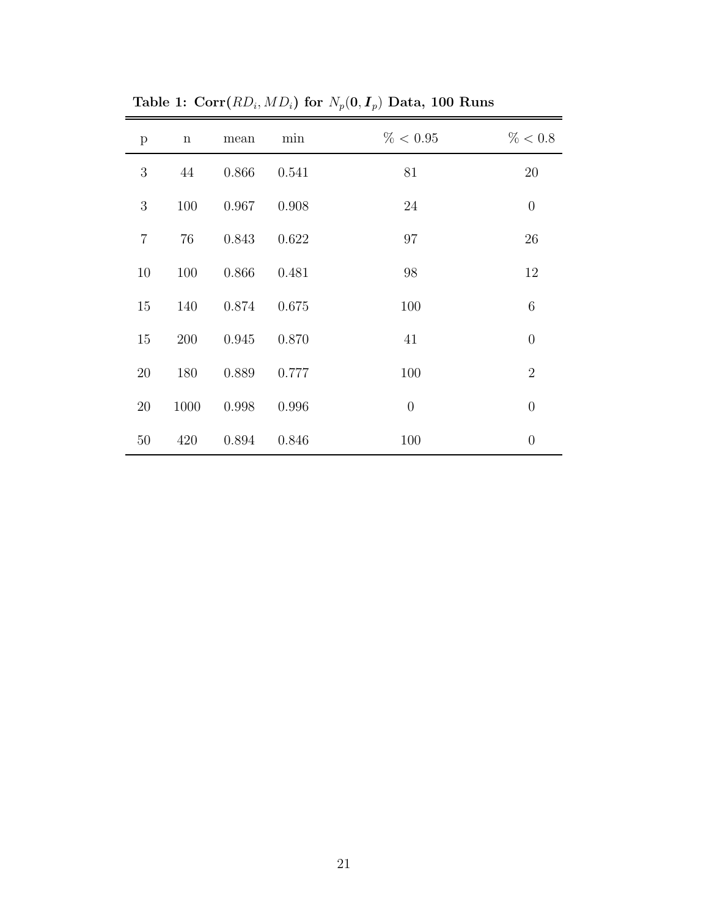**Table 1: Corr($RD_i, MD_i$) for $N_p(\mathbf{0}, \boldsymbol{I}_p)$ Data, 100 Runs**

| p | n | mean | min | % < 0.95 | % < 0.8 |
|---|---|---|---|---|---|
| 3 | 44 | 0.866 | 0.541 | 81 | 20 |
| 3 | 100 | 0.967 | 0.908 | 24 | 0 |
| 7 | 76 | 0.843 | 0.622 | 97 | 26 |
| 10 | 100 | 0.866 | 0.481 | 98 | 12 |
| 15 | 140 | 0.874 | 0.675 | 100 | 6 |
| 15 | 200 | 0.945 | 0.870 | 41 | 0 |
| 20 | 180 | 0.889 | 0.777 | 100 | 2 |
| 20 | 1000 | 0.998 | 0.996 | 0 | 0 |
| 50 | 420 | 0.894 | 0.846 | 100 | 0 |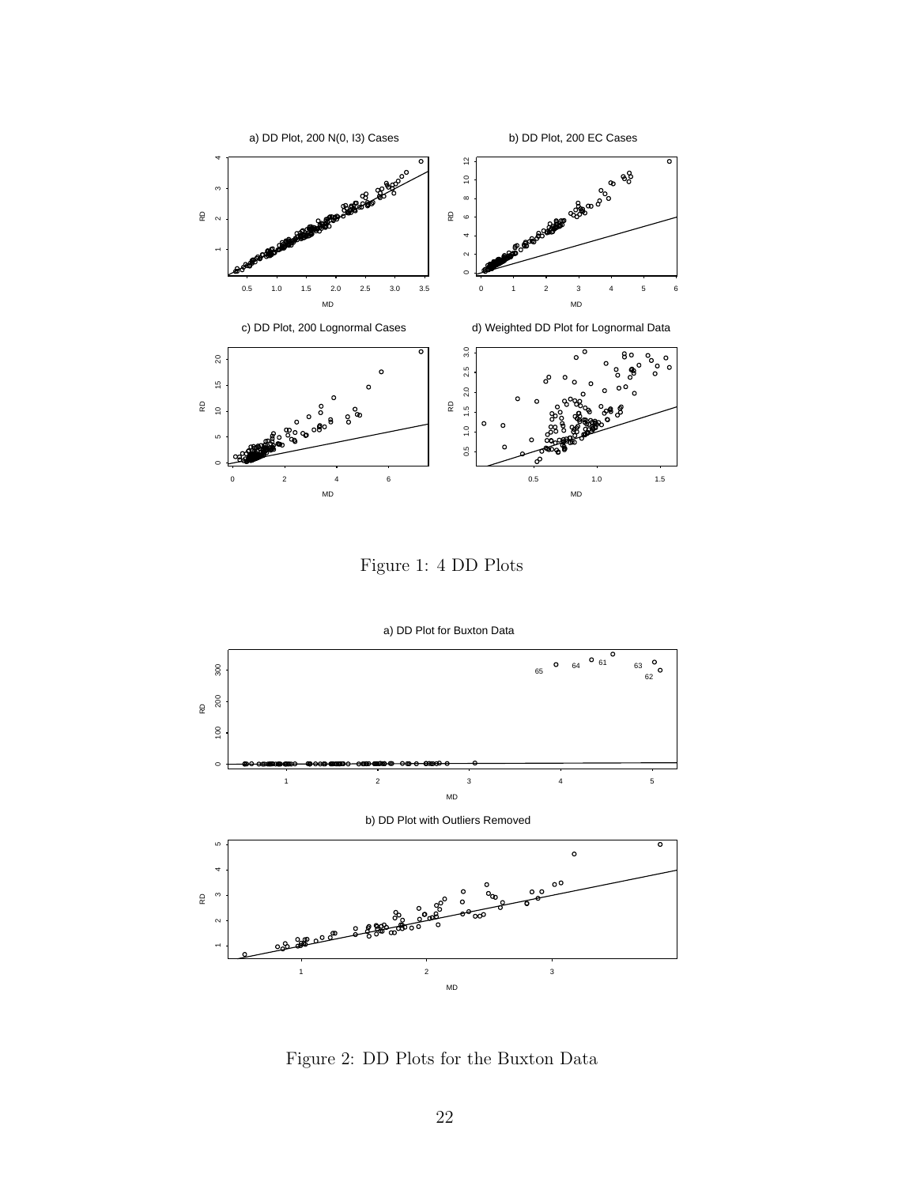Figure 1: 4 DD Plots

Figure 2: DD Plots for the Buxton Data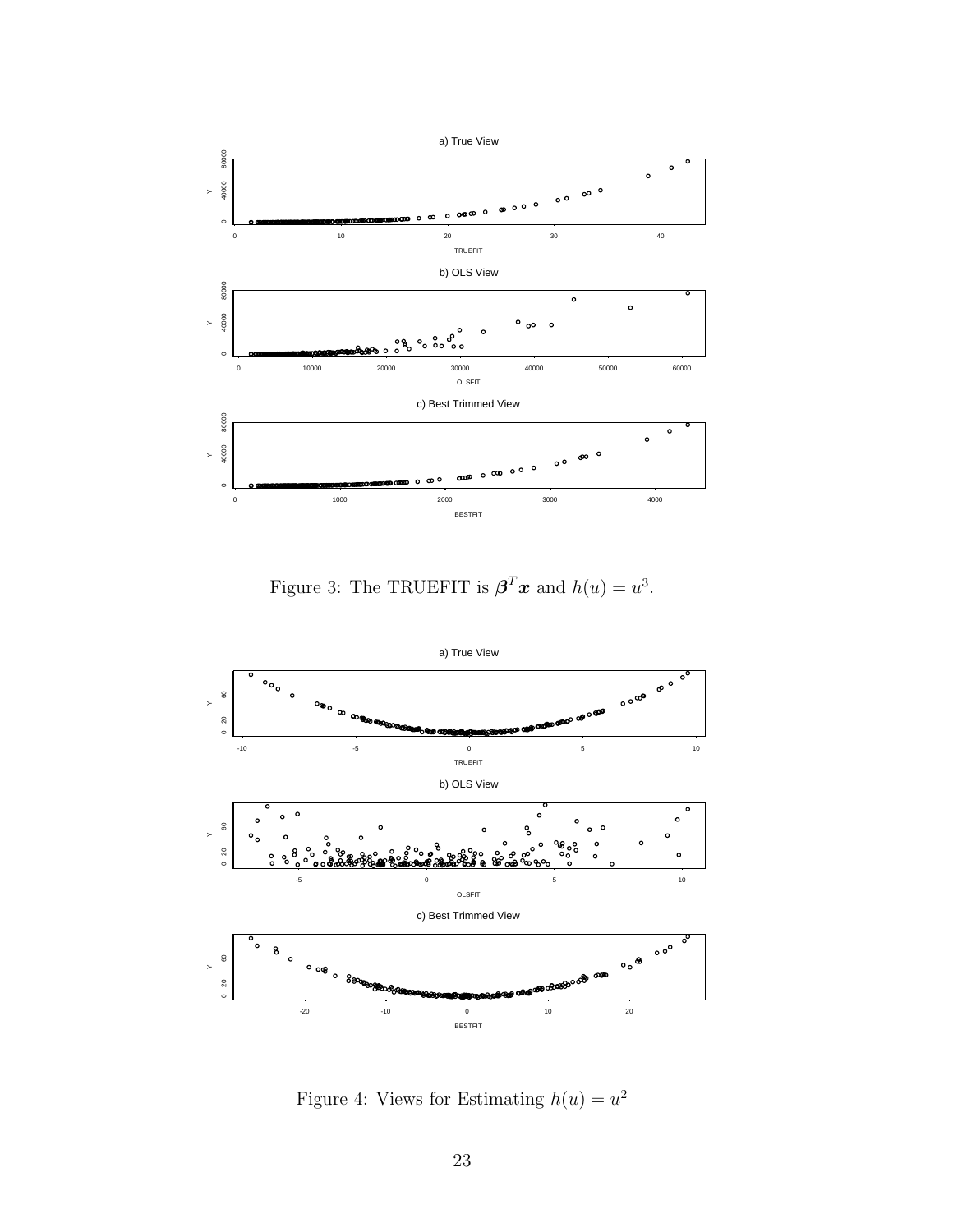a) True View

Y

0 40000 80000

0 10 20 30 40

TRUEFIT

b) OLS View

Y

0 40000 80000

0 10000 20000 30000 40000 50000 60000

OLSFIT

c) Best Trimmed View

Y

0 40000 80000

0 1000 2000 3000 4000

BESTFIT

Figure 3: The TRUEFIT is $\boldsymbol{\beta}^T\boldsymbol{x}$ and $h(u) = u^3$.

a) True View

Y

0 20 60

-10 -5 0 5 10

TRUEFIT

b) OLS View

Y

0 20 60

-5 0 5 10

OLSFIT

c) Best Trimmed View

Y

0 20 60

-20 -10 0 10 20

BESTFIT

Figure 4: Views for Estimating $h(u) = u^2$